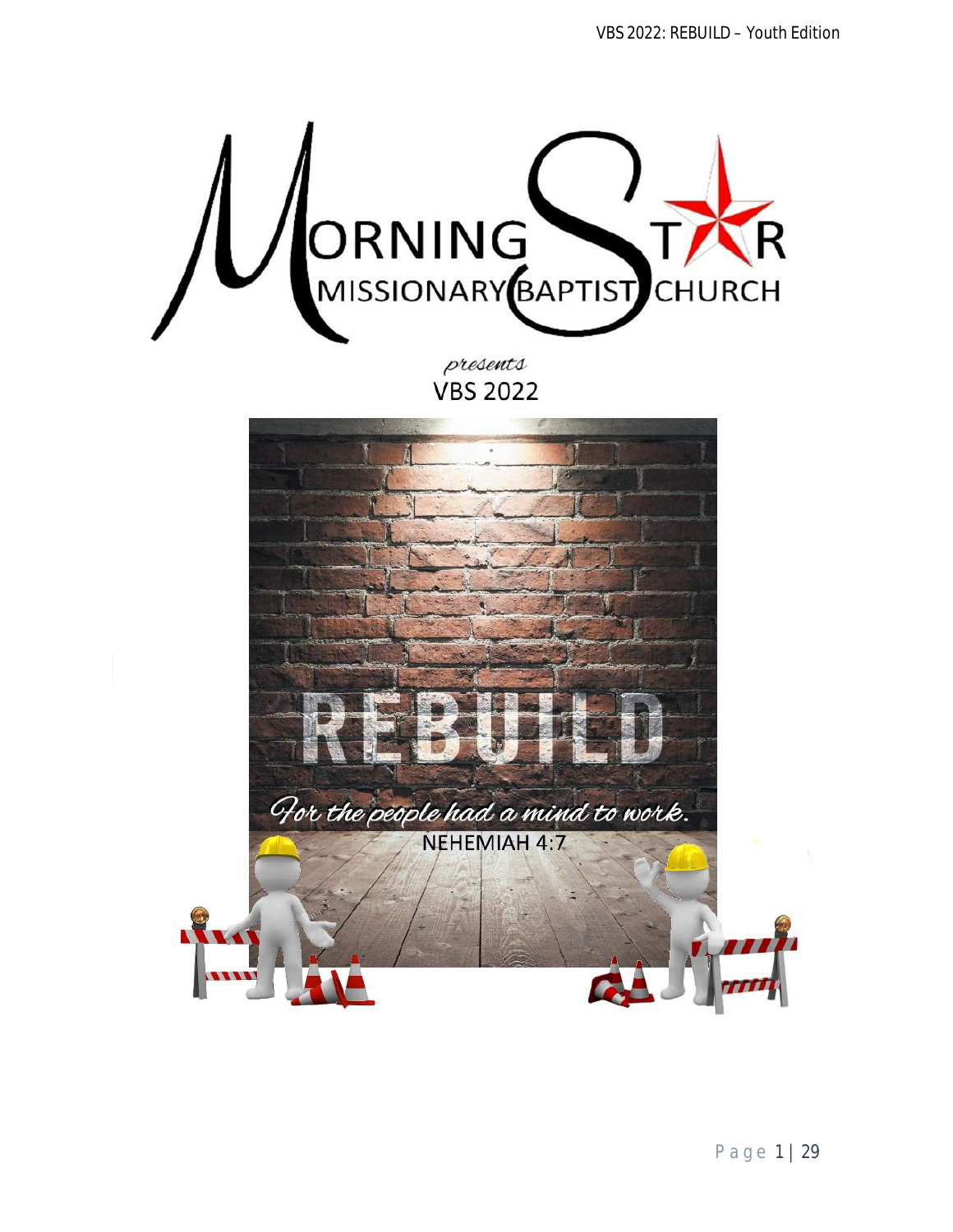# MORNING STAR MISSIONARY BAPTIST CHURCH

*presents*

## VBS 2022

# REBUILD

*For the people had a mind to work.*

NEHEMIAH 4:7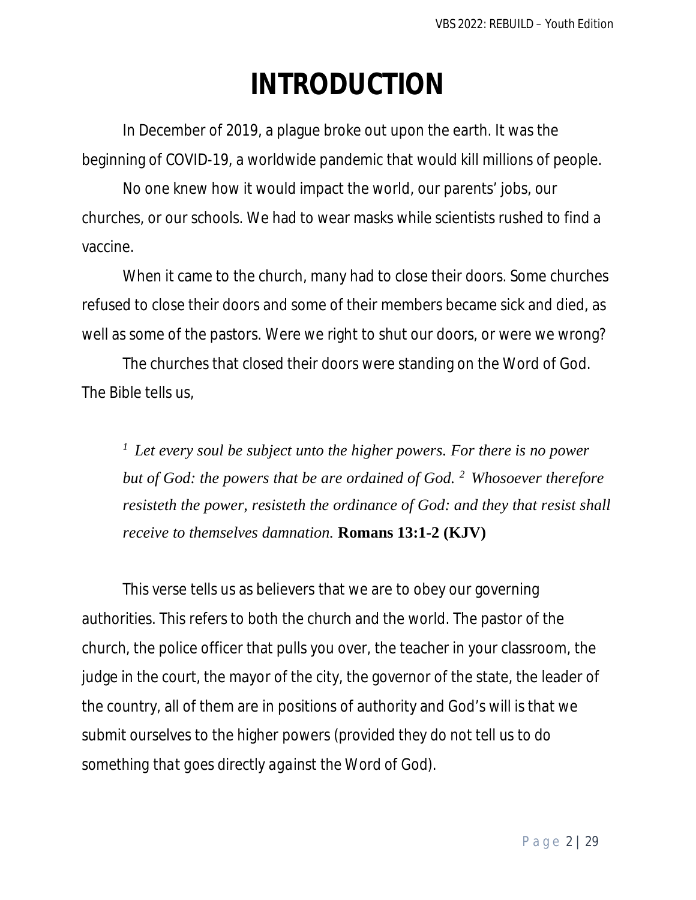# INTRODUCTION

In December of 2019, a plague broke out upon the earth. It was the beginning of COVID-19, a worldwide pandemic that would kill millions of people.

No one knew how it would impact the world, our parents' jobs, our churches, or our schools. We had to wear masks while scientists rushed to find a vaccine.

When it came to the church, many had to close their doors. Some churches refused to close their doors and some of their members became sick and died, as well as some of the pastors. Were we right to shut our doors, or were we wrong?

The churches that closed their doors were standing on the Word of God. The Bible tells us,

> [1] *Let every soul be subject unto the higher powers. For there is no power but of God: the powers that be are ordained of God.* [2] *Whosoever therefore resisteth the power, resisteth the ordinance of God: and they that resist shall receive to themselves damnation.* **Romans 13:1-2 (KJV)**

This verse tells us as believers that we are to obey our governing authorities. This refers to both the church and the world. The pastor of the church, the police officer that pulls you over, the teacher in your classroom, the judge in the court, the mayor of the city, the governor of the state, the leader of the country, all of them are in positions of authority and God's will is that we submit ourselves to the higher powers (provided they do not tell us to do something that goes directly against the Word of God).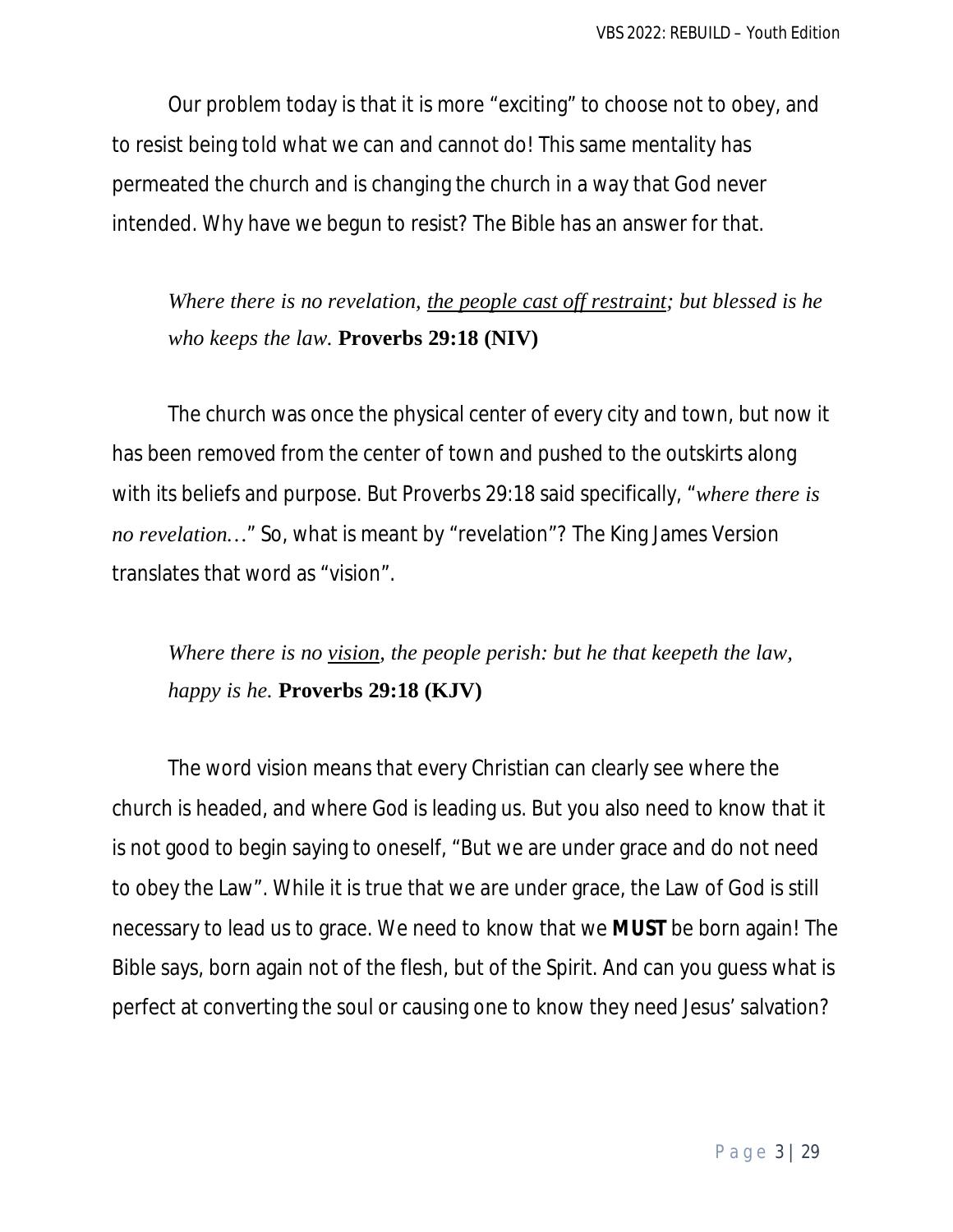Our problem today is that it is more “exciting” to choose not to obey, and to resist being told what we can and cannot do! This same mentality has permeated the church and is changing the church in a way that God never intended. Why have we begun to resist? The Bible has an answer for that.

> *Where there is no revelation, <u>the people cast off restraint</u>; but blessed is he who keeps the law.* **Proverbs 29:18 (NIV)**

The church was once the physical center of every city and town, but now it has been removed from the center of town and pushed to the outskirts along with its beliefs and purpose. But Proverbs 29:18 said specifically, “*where there is no revelation…*” So, what is meant by “revelation”? The King James Version translates that word as “vision”.

> *Where there is no <u>vision</u>, the people perish: but he that keepeth the law, happy is he.* **Proverbs 29:18 (KJV)**

The word vision means that every Christian can clearly see where the church is headed, and where God is leading us. But you also need to know that it is not good to begin saying to oneself, “But we are under grace and do not need to obey the Law”. While it is true that we are under grace, the Law of God is still necessary to lead us to grace. We need to know that we **MUST** be born again! The Bible says, born again not of the flesh, but of the Spirit. And can you guess what is perfect at converting the soul or causing one to know they need Jesus’ salvation?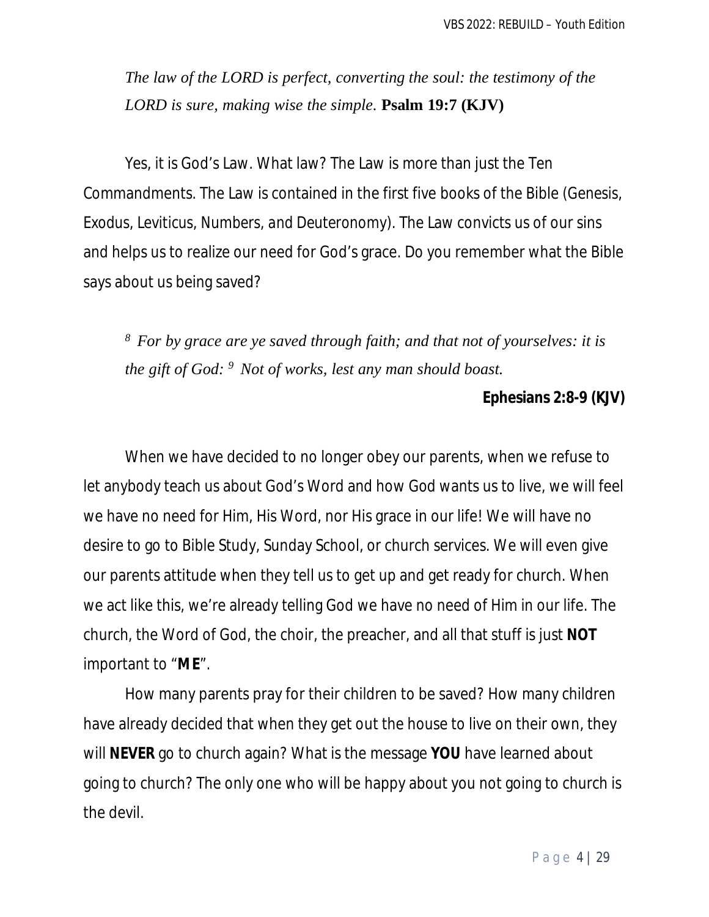*The law of the LORD is perfect, converting the soul: the testimony of the LORD is sure, making wise the simple.* **Psalm 19:7 (KJV)**

Yes, it is God's Law. What law? The Law is more than just the Ten Commandments. The Law is contained in the first five books of the Bible (Genesis, Exodus, Leviticus, Numbers, and Deuteronomy). The Law convicts us of our sins and helps us to realize our need for God's grace. Do you remember what the Bible says about us being saved?

*[8] For by grace are ye saved through faith; and that not of yourselves: it is the gift of God: [9] Not of works, lest any man should boast.*

**Ephesians 2:8-9 (KJV)**

When we have decided to no longer obey our parents, when we refuse to let anybody teach us about God's Word and how God wants us to live, we will feel we have no need for Him, His Word, nor His grace in our life! We will have no desire to go to Bible Study, Sunday School, or church services. We will even give our parents attitude when they tell us to get up and get ready for church. When we act like this, we're already telling God we have no need of Him in our life. The church, the Word of God, the choir, the preacher, and all that stuff is just **NOT** important to "**ME**".

How many parents pray for their children to be saved? How many children have already decided that when they get out the house to live on their own, they will **NEVER** go to church again? What is the message **YOU** have learned about going to church? The only one who will be happy about you not going to church is the devil.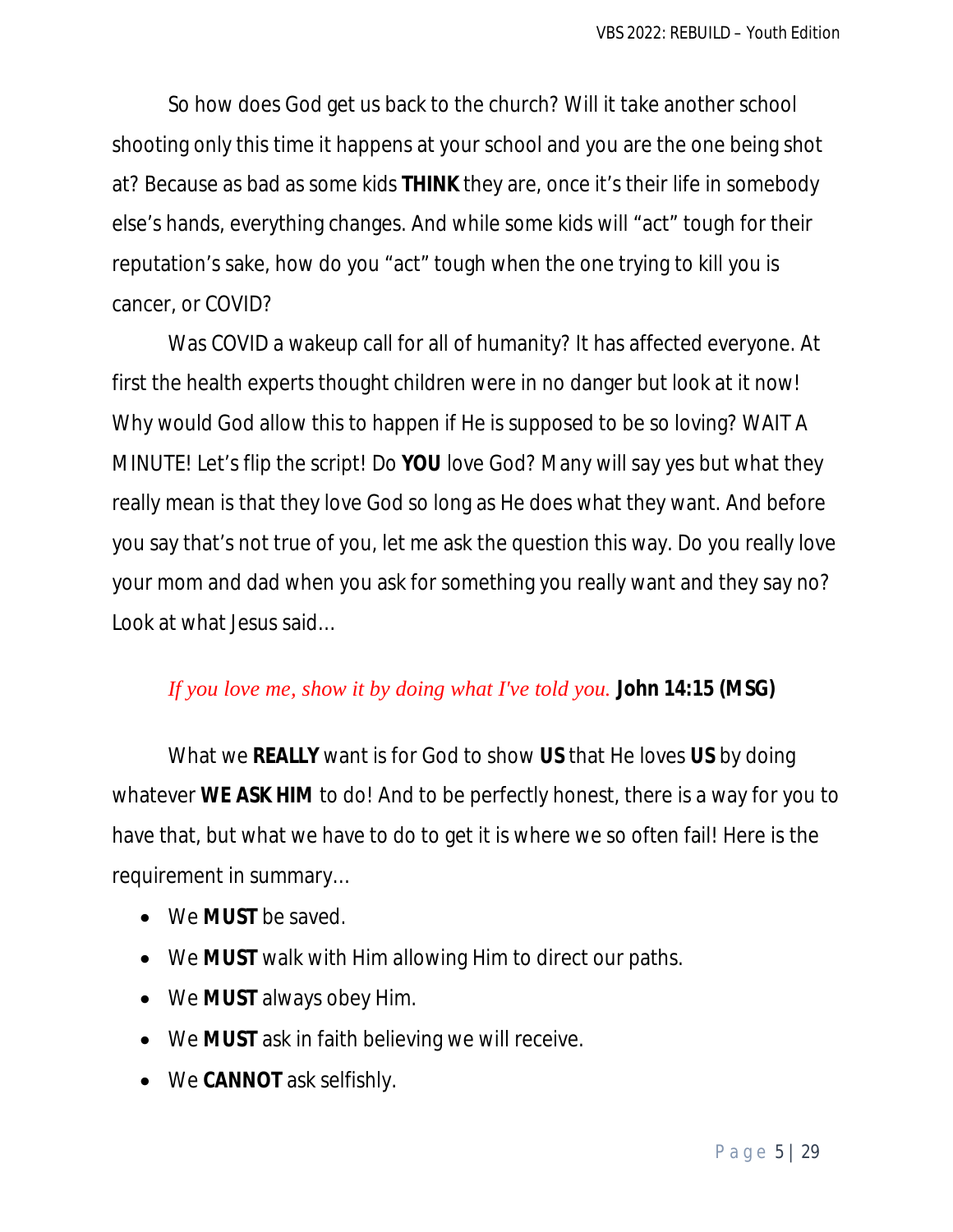So how does God get us back to the church? Will it take another school shooting only this time it happens at your school and you are the one being shot at? Because as bad as some kids **THINK** they are, once it's their life in somebody else's hands, everything changes. And while some kids will "act" tough for their reputation's sake, how do you "act" tough when the one trying to kill you is cancer, or COVID?

Was COVID a wakeup call for all of humanity? It has affected everyone. At first the health experts thought children were in no danger but look at it now! Why would God allow this to happen if He is supposed to be so loving? WAIT A MINUTE! Let's flip the script! Do **YOU** love God? Many will say yes but what they really mean is that they love God so long as He does what they want. And before you say that's not true of you, let me ask the question this way. Do you really love your mom and dad when you ask for something you really want and they say no? Look at what Jesus said…

*If you love me, show it by doing what I've told you.* **John 14:15 (MSG)**

What we **REALLY** want is for God to show **US** that He loves **US** by doing whatever **WE ASK HIM** to do! And to be perfectly honest, there is a way for you to have that, but what we have to do to get it is where we so often fail! Here is the requirement in summary…

- We **MUST** be saved.
- We **MUST** walk with Him allowing Him to direct our paths.
- We **MUST** always obey Him.
- We **MUST** ask in faith believing we will receive.
- We **CANNOT** ask selfishly.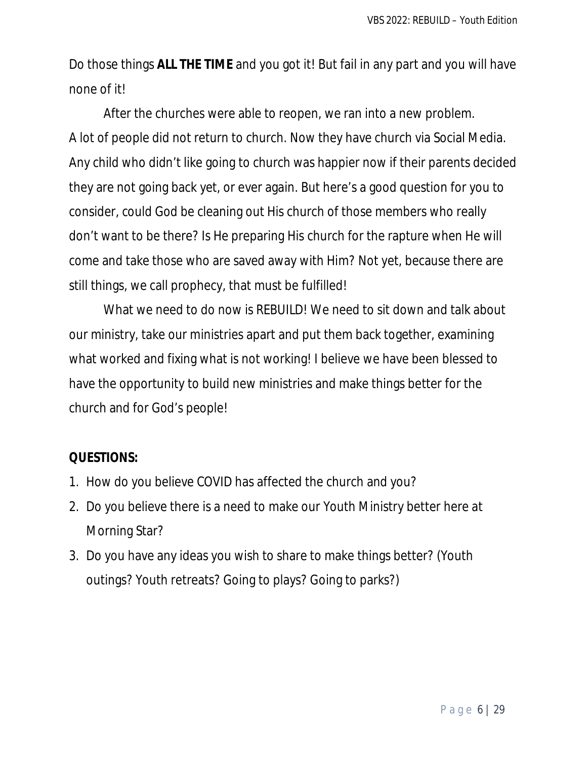Do those things **ALL THE TIME** and you got it! But fail in any part and you will have none of it!

After the churches were able to reopen, we ran into a new problem. A lot of people did not return to church. Now they have church via Social Media. Any child who didn't like going to church was happier now if their parents decided they are not going back yet, or ever again. But here's a good question for you to consider, could God be cleaning out His church of those members who really don't want to be there? Is He preparing His church for the rapture when He will come and take those who are saved away with Him? Not yet, because there are still things, we call prophecy, that must be fulfilled!

What we need to do now is REBUILD! We need to sit down and talk about our ministry, take our ministries apart and put them back together, examining what worked and fixing what is not working! I believe we have been blessed to have the opportunity to build new ministries and make things better for the church and for God's people!

**QUESTIONS:**

1. How do you believe COVID has affected the church and you?
2. Do you believe there is a need to make our Youth Ministry better here at Morning Star?
3. Do you have any ideas you wish to share to make things better? (Youth outings? Youth retreats? Going to plays? Going to parks?)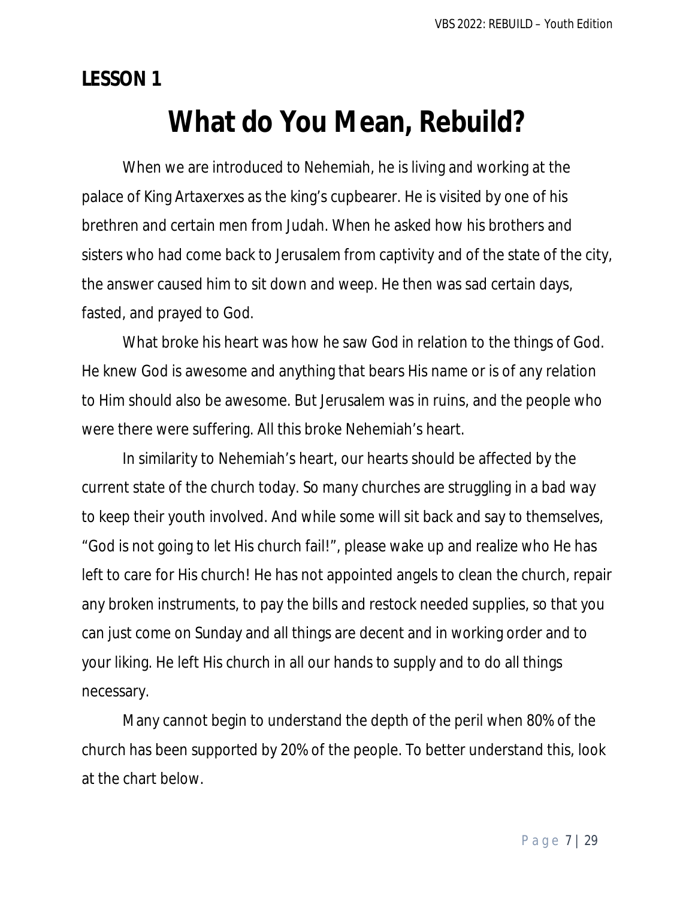## LESSON 1

# What do You Mean, Rebuild?

When we are introduced to Nehemiah, he is living and working at the palace of King Artaxerxes as the king's cupbearer. He is visited by one of his brethren and certain men from Judah. When he asked how his brothers and sisters who had come back to Jerusalem from captivity and of the state of the city, the answer caused him to sit down and weep. He then was sad certain days, fasted, and prayed to God.

What broke his heart was how he saw God in relation to the things of God. He knew God is awesome and anything that bears His name or is of any relation to Him should also be awesome. But Jerusalem was in ruins, and the people who were there were suffering. All this broke Nehemiah's heart.

In similarity to Nehemiah's heart, our hearts should be affected by the current state of the church today. So many churches are struggling in a bad way to keep their youth involved. And while some will sit back and say to themselves, "God is not going to let His church fail!", please wake up and realize who He has left to care for His church! He has not appointed angels to clean the church, repair any broken instruments, to pay the bills and restock needed supplies, so that you can just come on Sunday and all things are decent and in working order and to your liking. He left His church in all our hands to supply and to do all things necessary.

Many cannot begin to understand the depth of the peril when 80% of the church has been supported by 20% of the people. To better understand this, look at the chart below.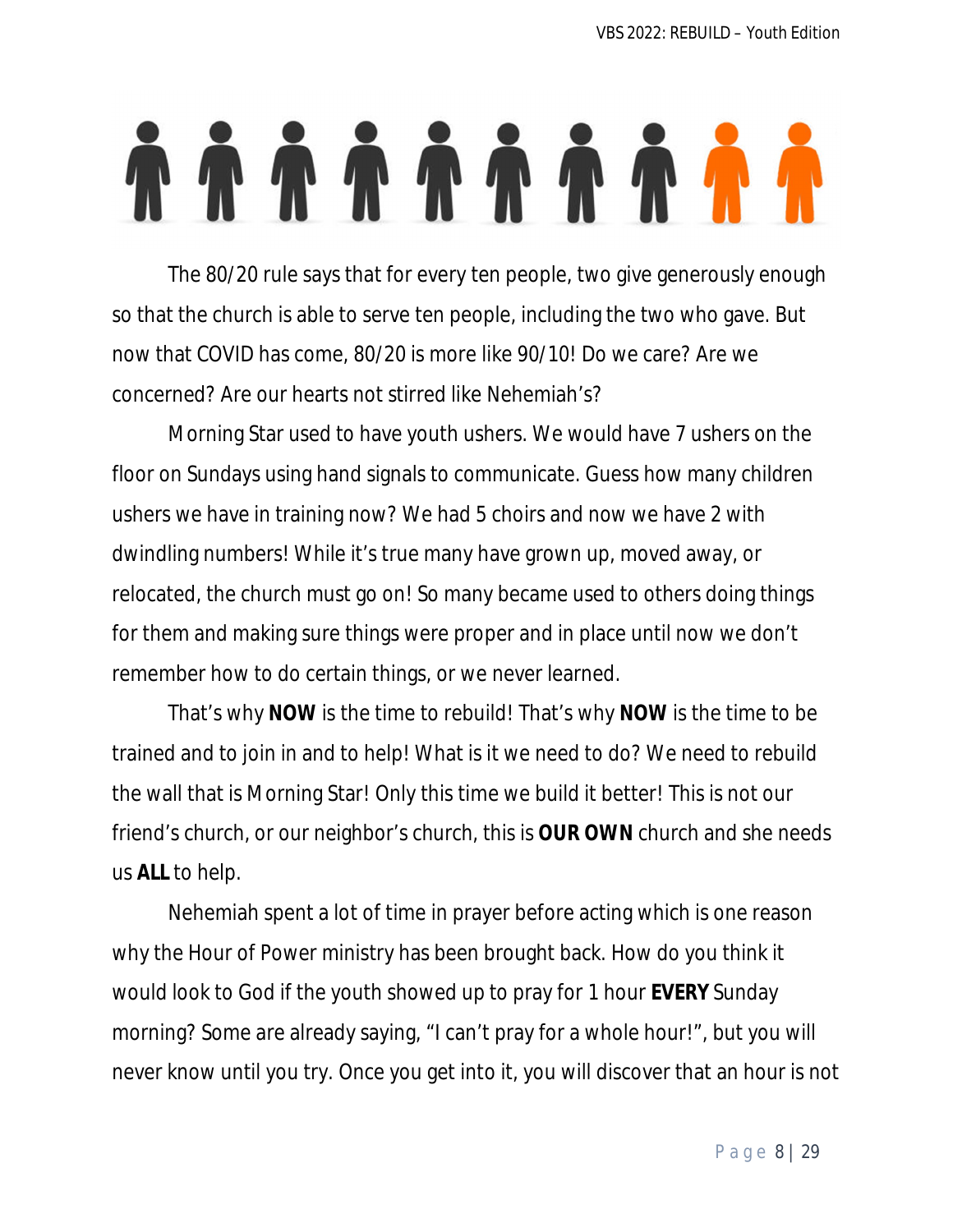The 80/20 rule says that for every ten people, two give generously enough so that the church is able to serve ten people, including the two who gave. But now that COVID has come, 80/20 is more like 90/10! Do we care? Are we concerned? Are our hearts not stirred like Nehemiah's?

Morning Star used to have youth ushers. We would have 7 ushers on the floor on Sundays using hand signals to communicate. Guess how many children ushers we have in training now? We had 5 choirs and now we have 2 with dwindling numbers! While it's true many have grown up, moved away, or relocated, the church must go on! So many became used to others doing things for them and making sure things were proper and in place until now we don't remember how to do certain things, or we never learned.

That's why **NOW** is the time to rebuild! That's why **NOW** is the time to be trained and to join in and to help! What is it we need to do? We need to rebuild the wall that is Morning Star! Only this time we build it better! This is not our friend's church, or our neighbor's church, this is **OUR OWN** church and she needs us **ALL** to help.

Nehemiah spent a lot of time in prayer before acting which is one reason why the Hour of Power ministry has been brought back. How do you think it would look to God if the youth showed up to pray for 1 hour **EVERY** Sunday morning? Some are already saying, "I can't pray for a whole hour!", but you will never know until you try. Once you get into it, you will discover that an hour is not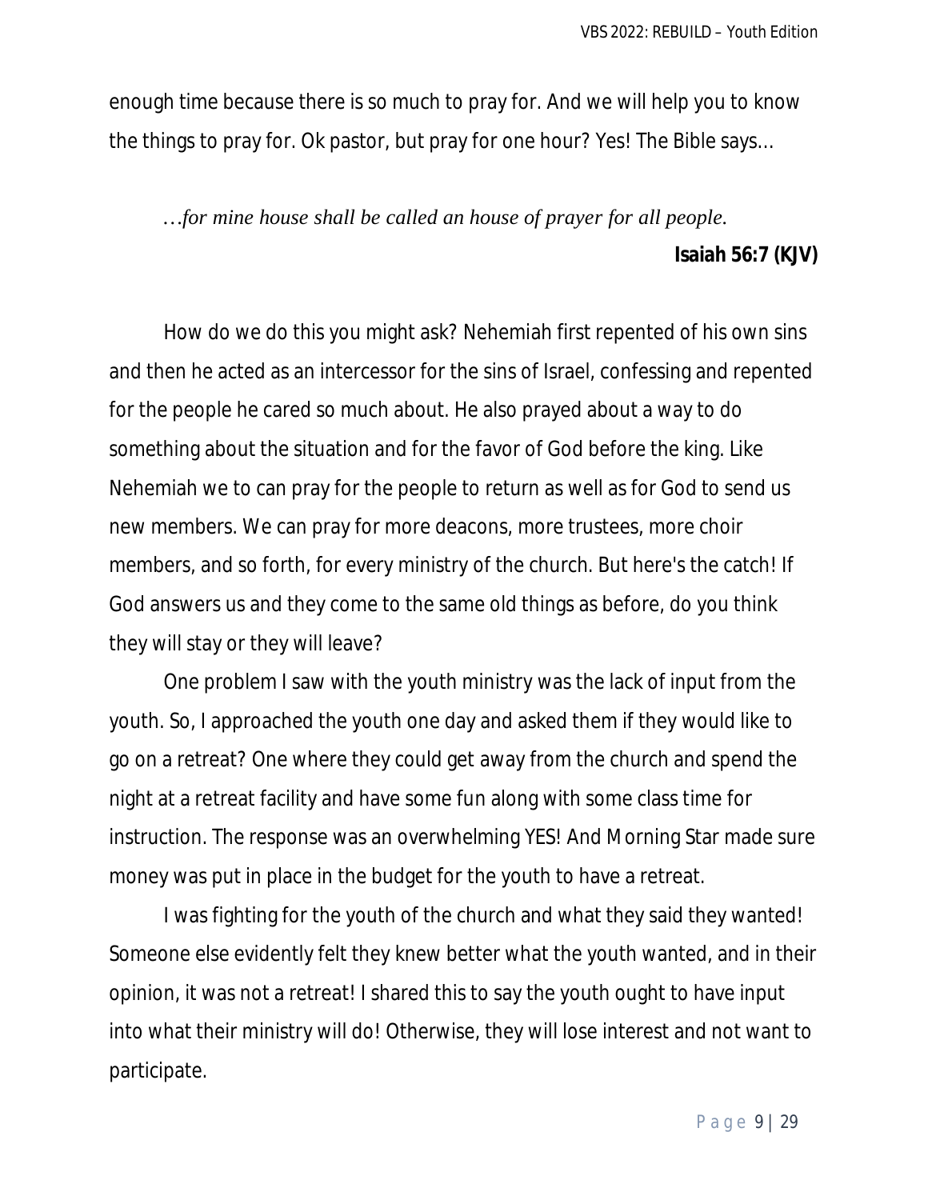enough time because there is so much to pray for. And we will help you to know the things to pray for. Ok pastor, but pray for one hour? Yes! The Bible says…

> *…for mine house shall be called an house of prayer for all people.*
>
> **Isaiah 56:7 (KJV)**

How do we do this you might ask? Nehemiah first repented of his own sins and then he acted as an intercessor for the sins of Israel, confessing and repented for the people he cared so much about. He also prayed about a way to do something about the situation and for the favor of God before the king. Like Nehemiah we to can pray for the people to return as well as for God to send us new members. We can pray for more deacons, more trustees, more choir members, and so forth, for every ministry of the church. But here's the catch! If God answers us and they come to the same old things as before, do you think they will stay or they will leave?

One problem I saw with the youth ministry was the lack of input from the youth. So, I approached the youth one day and asked them if they would like to go on a retreat? One where they could get away from the church and spend the night at a retreat facility and have some fun along with some class time for instruction. The response was an overwhelming YES! And Morning Star made sure money was put in place in the budget for the youth to have a retreat.

I was fighting for the youth of the church and what they said they wanted! Someone else evidently felt they knew better what the youth wanted, and in their opinion, it was not a retreat! I shared this to say the youth ought to have input into what their ministry will do! Otherwise, they will lose interest and not want to participate.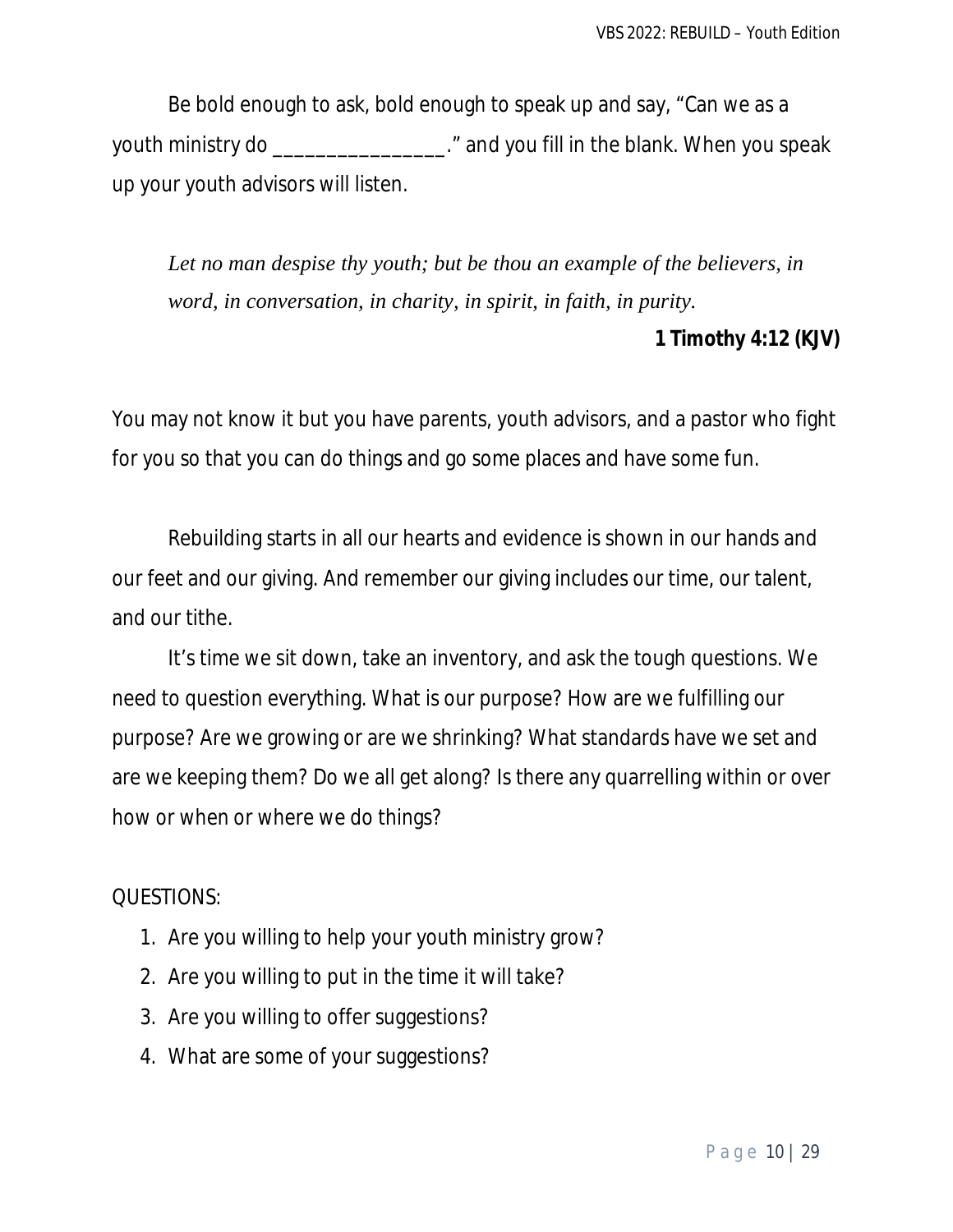Be bold enough to ask, bold enough to speak up and say, "Can we as a youth ministry do ________________." and you fill in the blank. When you speak up your youth advisors will listen.

> *Let no man despise thy youth; but be thou an example of the believers, in word, in conversation, in charity, in spirit, in faith, in purity.*
>
> **1 Timothy 4:12 (KJV)**

You may not know it but you have parents, youth advisors, and a pastor who fight for you so that you can do things and go some places and have some fun.

Rebuilding starts in all our hearts and evidence is shown in our hands and our feet and our giving. And remember our giving includes our time, our talent, and our tithe.

It's time we sit down, take an inventory, and ask the tough questions. We need to question everything. What is our purpose? How are we fulfilling our purpose? Are we growing or are we shrinking? What standards have we set and are we keeping them? Do we all get along? Is there any quarrelling within or over how or when or where we do things?

QUESTIONS:

1. Are you willing to help your youth ministry grow?
2. Are you willing to put in the time it will take?
3. Are you willing to offer suggestions?
4. What are some of your suggestions?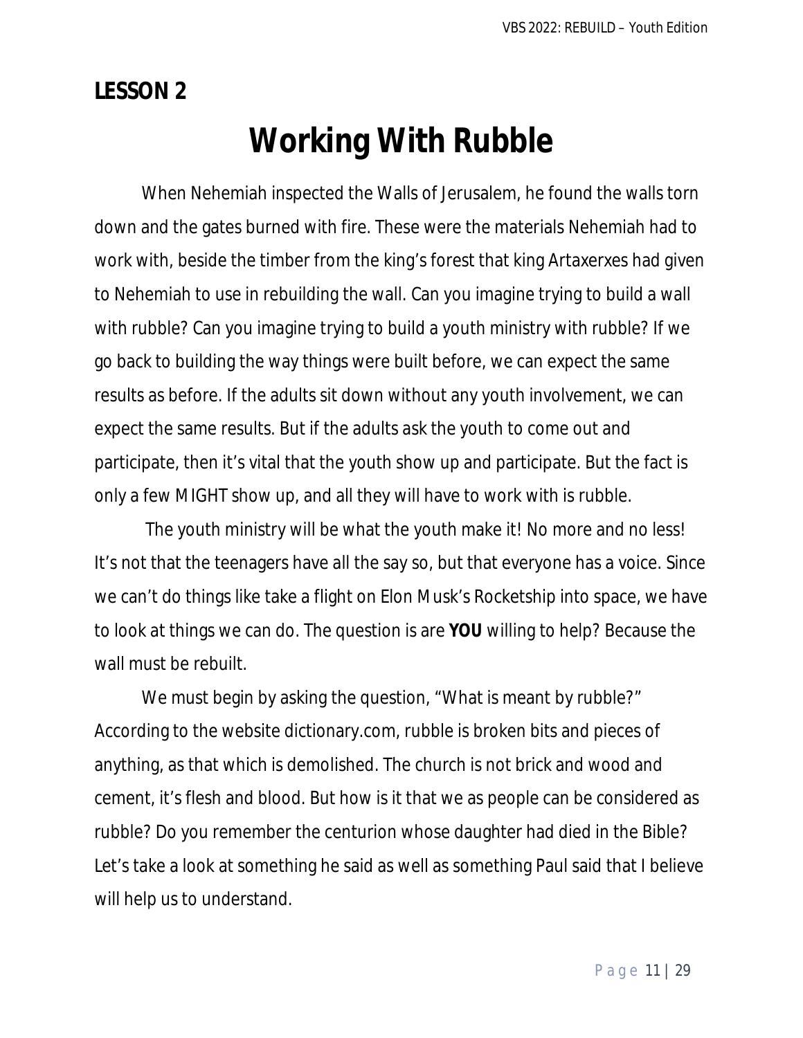## LESSON 2

# Working With Rubble

When Nehemiah inspected the Walls of Jerusalem, he found the walls torn down and the gates burned with fire. These were the materials Nehemiah had to work with, beside the timber from the king's forest that king Artaxerxes had given to Nehemiah to use in rebuilding the wall. Can you imagine trying to build a wall with rubble? Can you imagine trying to build a youth ministry with rubble? If we go back to building the way things were built before, we can expect the same results as before. If the adults sit down without any youth involvement, we can expect the same results. But if the adults ask the youth to come out and participate, then it's vital that the youth show up and participate. But the fact is only a few MIGHT show up, and all they will have to work with is rubble.

The youth ministry will be what the youth make it! No more and no less! It's not that the teenagers have all the say so, but that everyone has a voice. Since we can't do things like take a flight on Elon Musk's Rocketship into space, we have to look at things we can do. The question is are **YOU** willing to help? Because the wall must be rebuilt.

We must begin by asking the question, "What is meant by rubble?" According to the website dictionary.com, rubble is broken bits and pieces of anything, as that which is demolished. The church is not brick and wood and cement, it's flesh and blood. But how is it that we as people can be considered as rubble? Do you remember the centurion whose daughter had died in the Bible? Let's take a look at something he said as well as something Paul said that I believe will help us to understand.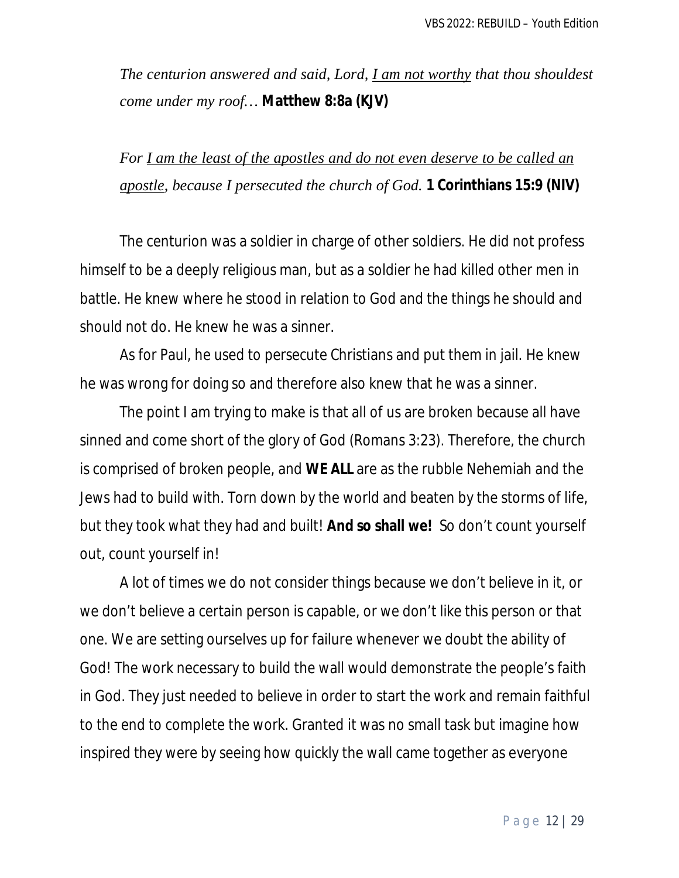*The centurion answered and said, Lord, <u>I am not worthy</u> that thou shouldest come under my roof…* **Matthew 8:8a (KJV)**

*For <u>I am the least of the apostles and do not even deserve to be called an apostle</u>, because I persecuted the church of God.* **1 Corinthians 15:9 (NIV)**

The centurion was a soldier in charge of other soldiers. He did not profess himself to be a deeply religious man, but as a soldier he had killed other men in battle. He knew where he stood in relation to God and the things he should and should not do. He knew he was a sinner.

As for Paul, he used to persecute Christians and put them in jail. He knew he was wrong for doing so and therefore also knew that he was a sinner.

The point I am trying to make is that all of us are broken because all have sinned and come short of the glory of God (Romans 3:23). Therefore, the church is comprised of broken people, and **WE ALL** are as the rubble Nehemiah and the Jews had to build with. Torn down by the world and beaten by the storms of life, but they took what they had and built! **And so shall we!** So don't count yourself out, count yourself in!

A lot of times we do not consider things because we don't believe in it, or we don't believe a certain person is capable, or we don't like this person or that one. We are setting ourselves up for failure whenever we doubt the ability of God! The work necessary to build the wall would demonstrate the people's faith in God. They just needed to believe in order to start the work and remain faithful to the end to complete the work. Granted it was no small task but imagine how inspired they were by seeing how quickly the wall came together as everyone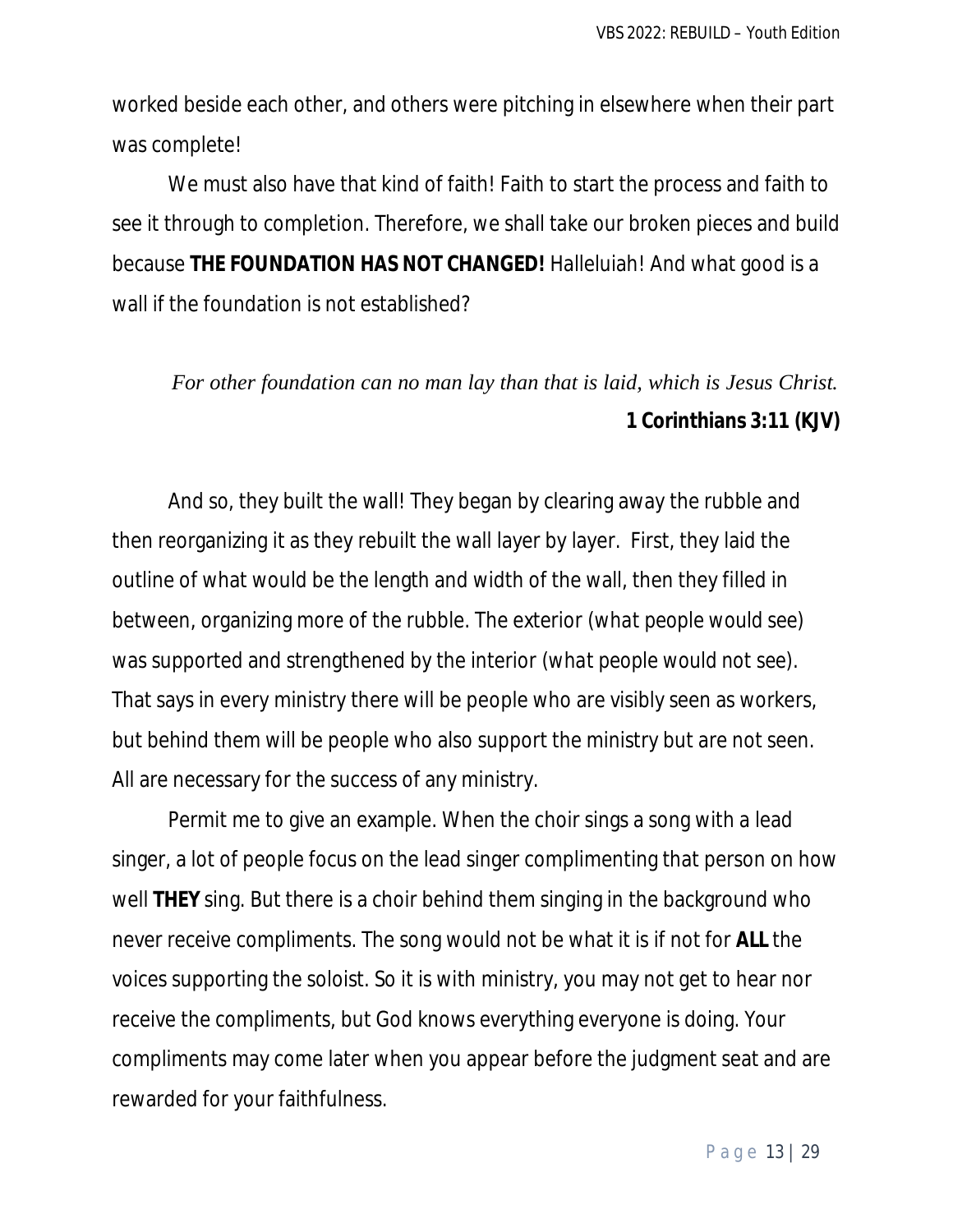worked beside each other, and others were pitching in elsewhere when their part was complete!

We must also have that kind of faith! Faith to start the process and faith to see it through to completion. Therefore, we shall take our broken pieces and build because **THE FOUNDATION HAS NOT CHANGED!** Halleluiah! And what good is a wall if the foundation is not established?

*For other foundation can no man lay than that is laid, which is Jesus Christ.*
**1 Corinthians 3:11 (KJV)**

And so, they built the wall! They began by clearing away the rubble and then reorganizing it as they rebuilt the wall layer by layer. First, they laid the outline of what would be the length and width of the wall, then they filled in between, organizing more of the rubble. The exterior (what people would see) was supported and strengthened by the interior (what people would not see). That says in every ministry there will be people who are visibly seen as workers, but behind them will be people who also support the ministry but are not seen. All are necessary for the success of any ministry.

Permit me to give an example. When the choir sings a song with a lead singer, a lot of people focus on the lead singer complimenting that person on how well **THEY** sing. But there is a choir behind them singing in the background who never receive compliments. The song would not be what it is if not for **ALL** the voices supporting the soloist. So it is with ministry, you may not get to hear nor receive the compliments, but God knows everything everyone is doing. Your compliments may come later when you appear before the judgment seat and are rewarded for your faithfulness.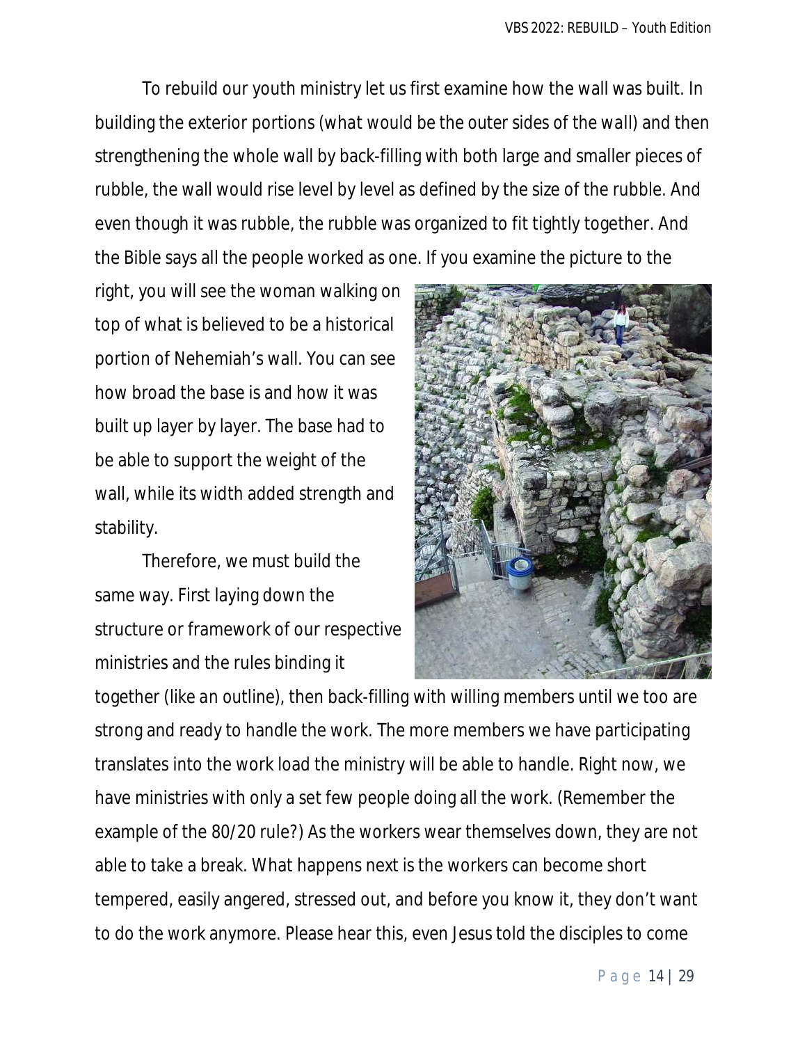To rebuild our youth ministry let us first examine how the wall was built. In building the exterior portions (what would be the outer sides of the wall) and then strengthening the whole wall by back-filling with both large and smaller pieces of rubble, the wall would rise level by level as defined by the size of the rubble. And even though it was rubble, the rubble was organized to fit tightly together. And the Bible says all the people worked as one. If you examine the picture to the right, you will see the woman walking on top of what is believed to be a historical portion of Nehemiah's wall. You can see how broad the base is and how it was built up layer by layer. The base had to be able to support the weight of the wall, while its width added strength and stability.

Therefore, we must build the same way. First laying down the structure or framework of our respective ministries and the rules binding it together (like an outline), then back-filling with willing members until we too are strong and ready to handle the work. The more members we have participating translates into the work load the ministry will be able to handle. Right now, we have ministries with only a set few people doing all the work. (Remember the example of the 80/20 rule?) As the workers wear themselves down, they are not able to take a break. What happens next is the workers can become short tempered, easily angered, stressed out, and before you know it, they don't want to do the work anymore. Please hear this, even Jesus told the disciples to come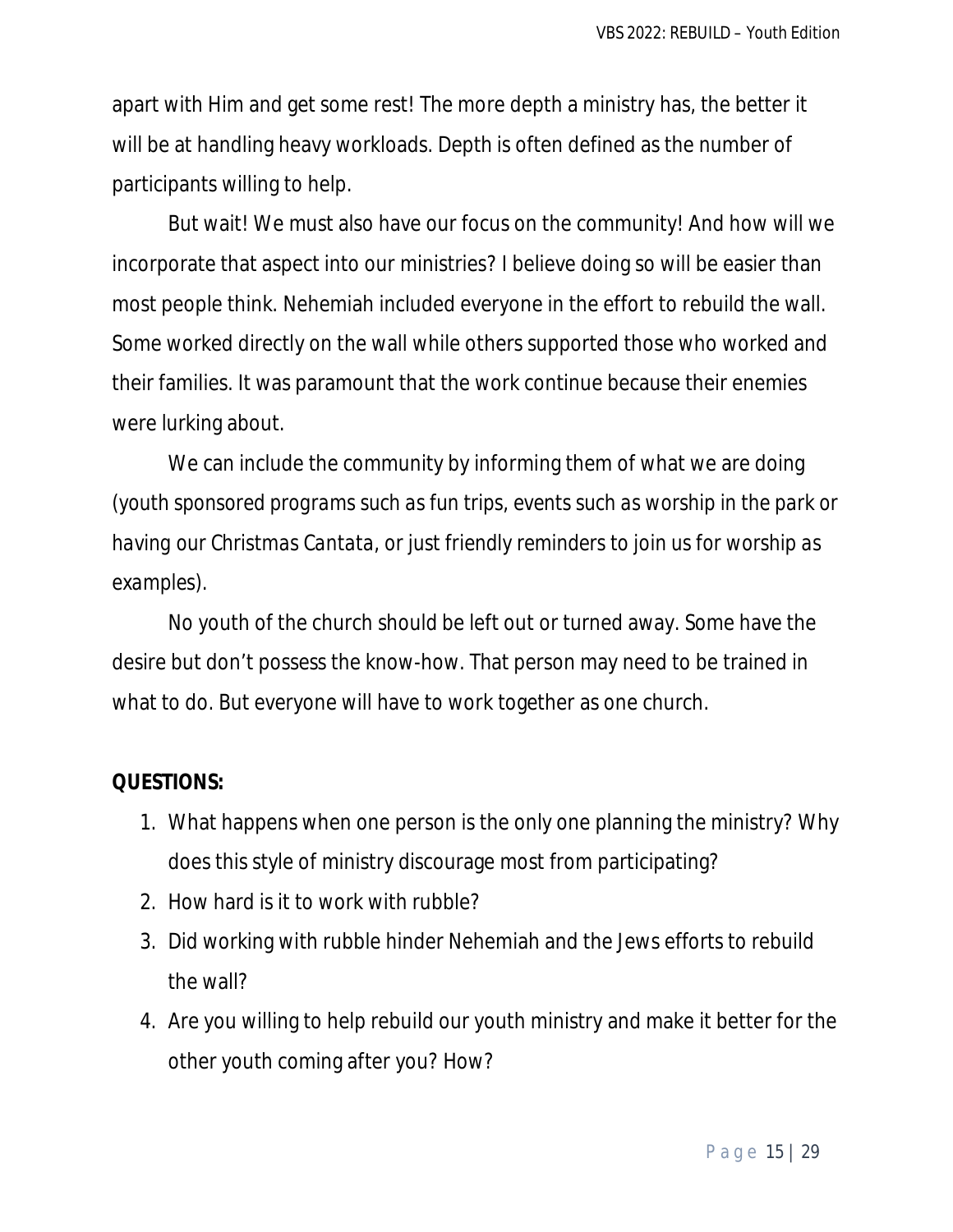apart with Him and get some rest! The more depth a ministry has, the better it will be at handling heavy workloads. Depth is often defined as the number of participants willing to help.

But wait! We must also have our focus on the community! And how will we incorporate that aspect into our ministries? I believe doing so will be easier than most people think. Nehemiah included everyone in the effort to rebuild the wall. Some worked directly on the wall while others supported those who worked and their families. It was paramount that the work continue because their enemies were lurking about.

We can include the community by informing them of what we are doing (youth sponsored programs such as fun trips, events such as worship in the park or having our Christmas Cantata, or just friendly reminders to join us for worship as examples).

No youth of the church should be left out or turned away. Some have the desire but don't possess the know-how. That person may need to be trained in what to do. But everyone will have to work together as one church.

**QUESTIONS:**

1. What happens when one person is the only one planning the ministry? Why does this style of ministry discourage most from participating?
2. How hard is it to work with rubble?
3. Did working with rubble hinder Nehemiah and the Jews efforts to rebuild the wall?
4. Are you willing to help rebuild our youth ministry and make it better for the other youth coming after you? How?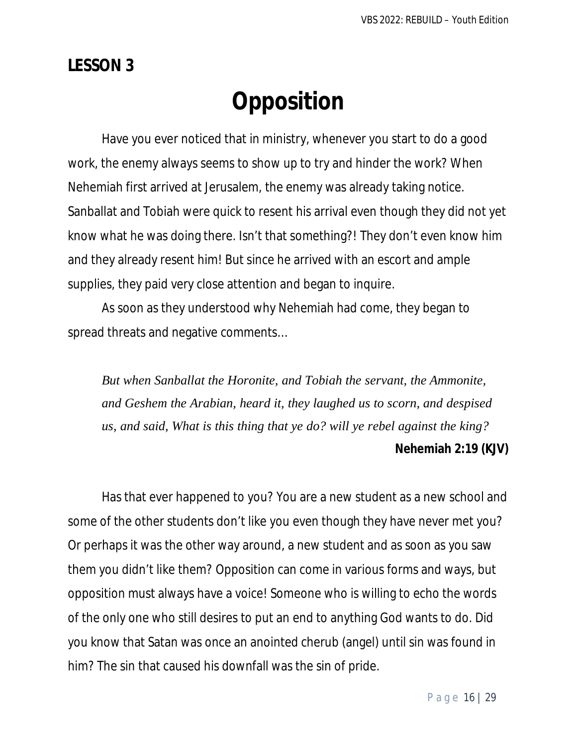## LESSON 3

# Opposition

Have you ever noticed that in ministry, whenever you start to do a good work, the enemy always seems to show up to try and hinder the work? When Nehemiah first arrived at Jerusalem, the enemy was already taking notice. Sanballat and Tobiah were quick to resent his arrival even though they did not yet know what he was doing there. Isn't that something?! They don't even know him and they already resent him! But since he arrived with an escort and ample supplies, they paid very close attention and began to inquire.

As soon as they understood why Nehemiah had come, they began to spread threats and negative comments…

> *But when Sanballat the Horonite, and Tobiah the servant, the Ammonite, and Geshem the Arabian, heard it, they laughed us to scorn, and despised us, and said, What is this thing that ye do? will ye rebel against the king?*
>
> **Nehemiah 2:19 (KJV)**

Has that ever happened to you? You are a new student as a new school and some of the other students don't like you even though they have never met you? Or perhaps it was the other way around, a new student and as soon as you saw them you didn't like them? Opposition can come in various forms and ways, but opposition must always have a voice! Someone who is willing to echo the words of the only one who still desires to put an end to anything God wants to do. Did you know that Satan was once an anointed cherub (angel) until sin was found in him? The sin that caused his downfall was the sin of pride.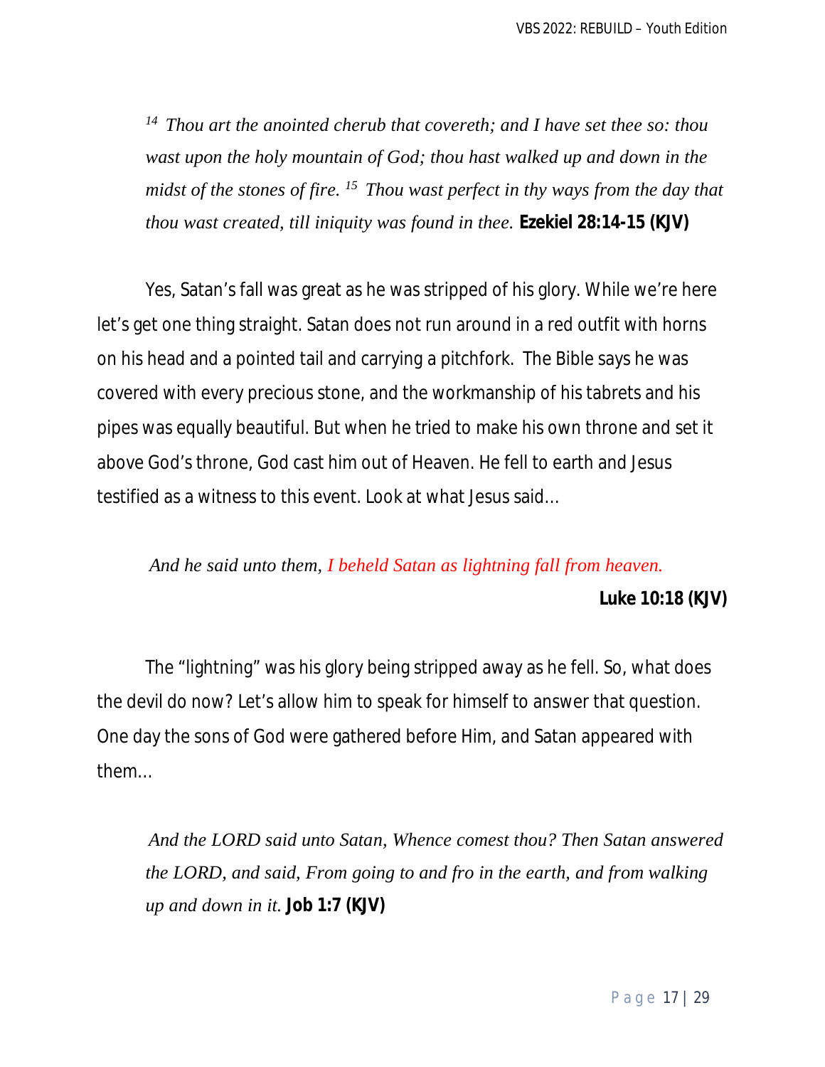> *[14] Thou art the anointed cherub that covereth; and I have set thee so: thou wast upon the holy mountain of God; thou hast walked up and down in the midst of the stones of fire. [15] Thou wast perfect in thy ways from the day that thou wast created, till iniquity was found in thee.* **Ezekiel 28:14-15 (KJV)**

Yes, Satan's fall was great as he was stripped of his glory. While we're here let's get one thing straight. Satan does not run around in a red outfit with horns on his head and a pointed tail and carrying a pitchfork. The Bible says he was covered with every precious stone, and the workmanship of his tabrets and his pipes was equally beautiful. But when he tried to make his own throne and set it above God's throne, God cast him out of Heaven. He fell to earth and Jesus testified as a witness to this event. Look at what Jesus said…

> *And he said unto them, I beheld Satan as lightning fall from heaven.*
>
> **Luke 10:18 (KJV)**

The "lightning" was his glory being stripped away as he fell. So, what does the devil do now? Let's allow him to speak for himself to answer that question. One day the sons of God were gathered before Him, and Satan appeared with them…

> *And the LORD said unto Satan, Whence comest thou? Then Satan answered the LORD, and said, From going to and fro in the earth, and from walking up and down in it.* **Job 1:7 (KJV)**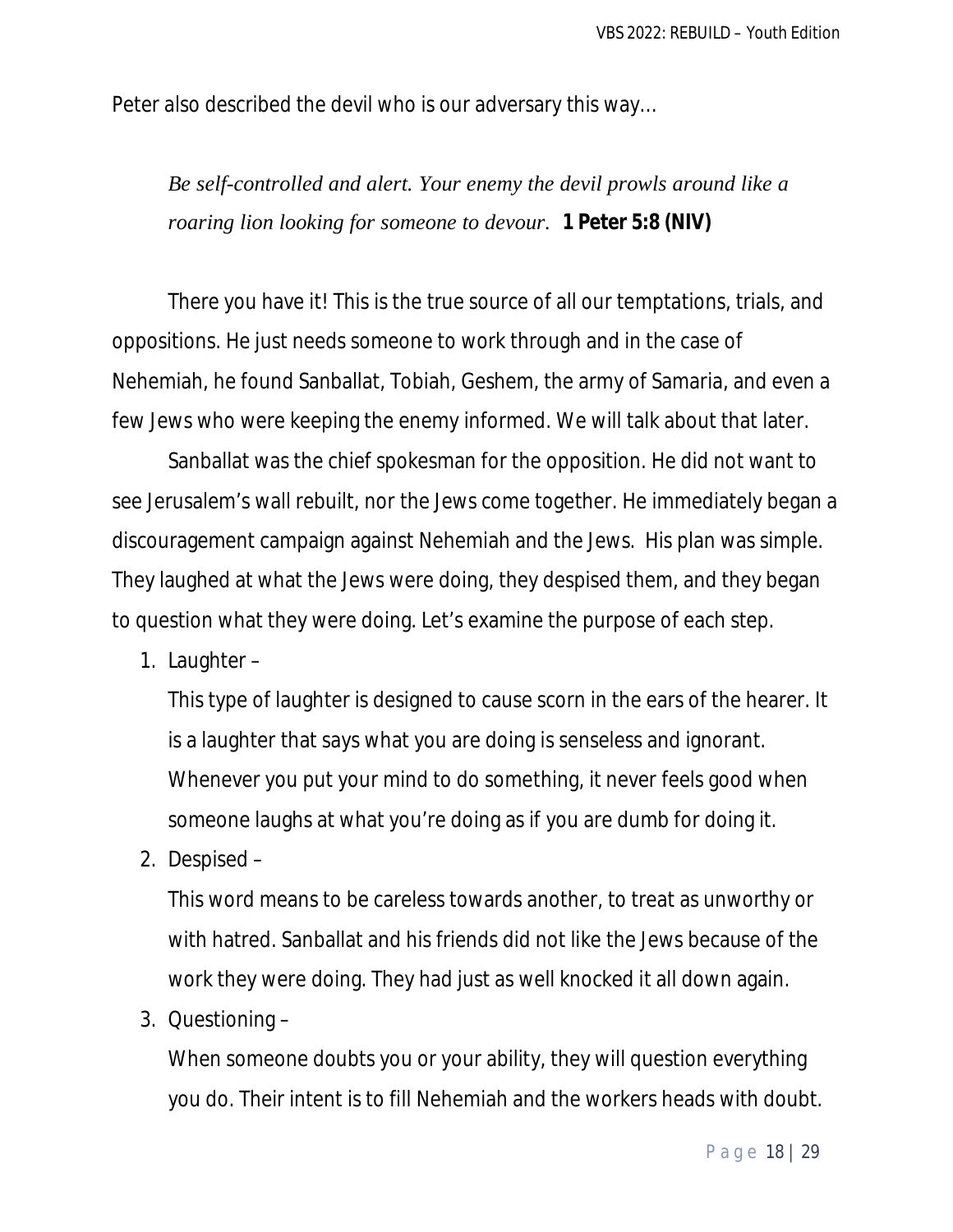Peter also described the devil who is our adversary this way…

> *Be self-controlled and alert. Your enemy the devil prowls around like a roaring lion looking for someone to devour.* **1 Peter 5:8 (NIV)**

There you have it! This is the true source of all our temptations, trials, and oppositions. He just needs someone to work through and in the case of Nehemiah, he found Sanballat, Tobiah, Geshem, the army of Samaria, and even a few Jews who were keeping the enemy informed. We will talk about that later.

Sanballat was the chief spokesman for the opposition. He did not want to see Jerusalem's wall rebuilt, nor the Jews come together. He immediately began a discouragement campaign against Nehemiah and the Jews. His plan was simple. They laughed at what the Jews were doing, they despised them, and they began to question what they were doing. Let's examine the purpose of each step.

1. Laughter –

   This type of laughter is designed to cause scorn in the ears of the hearer. It is a laughter that says what you are doing is senseless and ignorant. Whenever you put your mind to do something, it never feels good when someone laughs at what you're doing as if you are dumb for doing it.

2. Despised –

   This word means to be careless towards another, to treat as unworthy or with hatred. Sanballat and his friends did not like the Jews because of the work they were doing. They had just as well knocked it all down again.

3. Questioning –

   When someone doubts you or your ability, they will question everything you do. Their intent is to fill Nehemiah and the workers heads with doubt.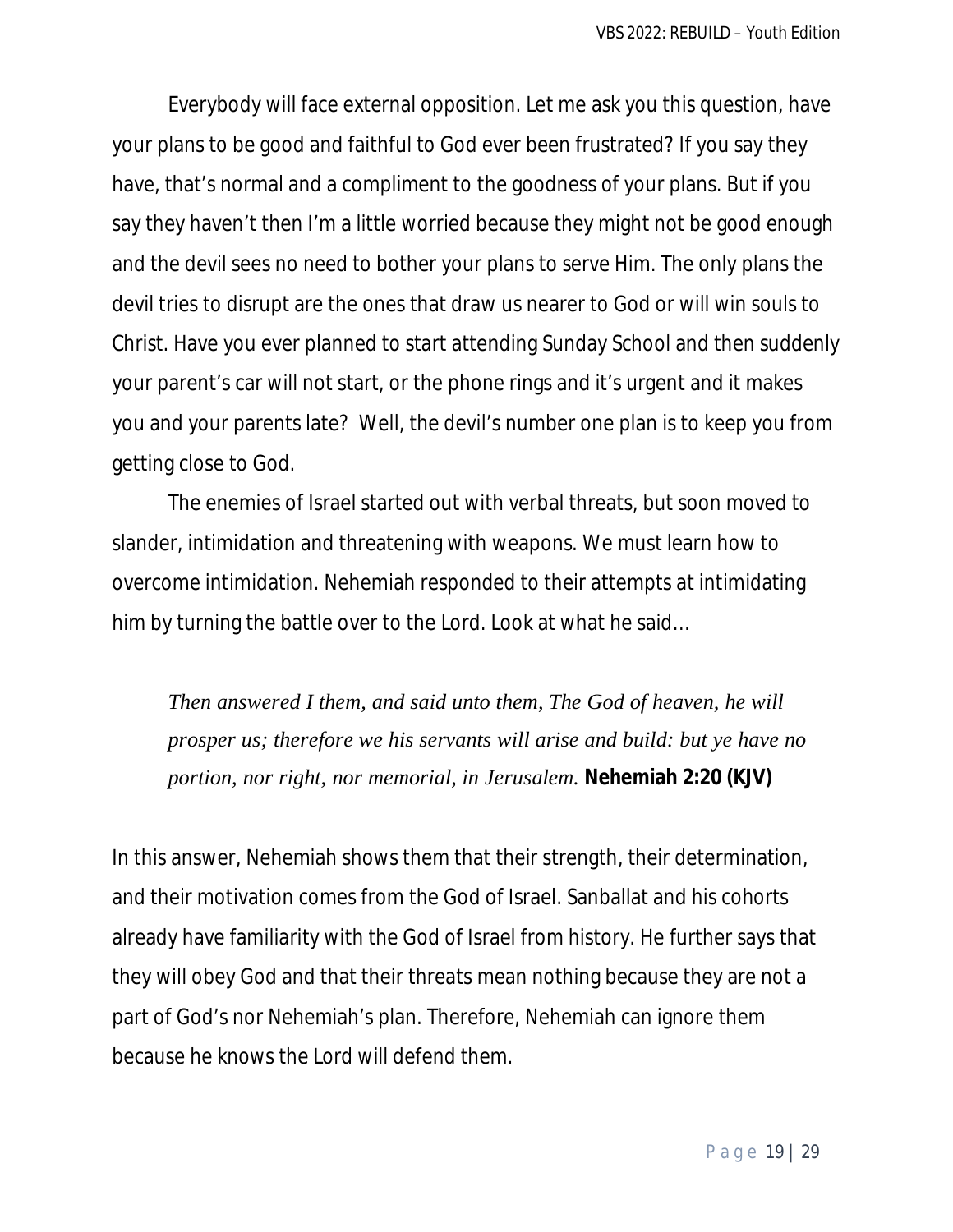Everybody will face external opposition. Let me ask you this question, have your plans to be good and faithful to God ever been frustrated? If you say they have, that's normal and a compliment to the goodness of your plans. But if you say they haven't then I'm a little worried because they might not be good enough and the devil sees no need to bother your plans to serve Him. The only plans the devil tries to disrupt are the ones that draw us nearer to God or will win souls to Christ. Have you ever planned to start attending Sunday School and then suddenly your parent's car will not start, or the phone rings and it's urgent and it makes you and your parents late? Well, the devil's number one plan is to keep you from getting close to God.

The enemies of Israel started out with verbal threats, but soon moved to slander, intimidation and threatening with weapons. We must learn how to overcome intimidation. Nehemiah responded to their attempts at intimidating him by turning the battle over to the Lord. Look at what he said…

> *Then answered I them, and said unto them, The God of heaven, he will prosper us; therefore we his servants will arise and build: but ye have no portion, nor right, nor memorial, in Jerusalem.* **Nehemiah 2:20 (KJV)**

In this answer, Nehemiah shows them that their strength, their determination, and their motivation comes from the God of Israel. Sanballat and his cohorts already have familiarity with the God of Israel from history. He further says that they will obey God and that their threats mean nothing because they are not a part of God's nor Nehemiah's plan. Therefore, Nehemiah can ignore them because he knows the Lord will defend them.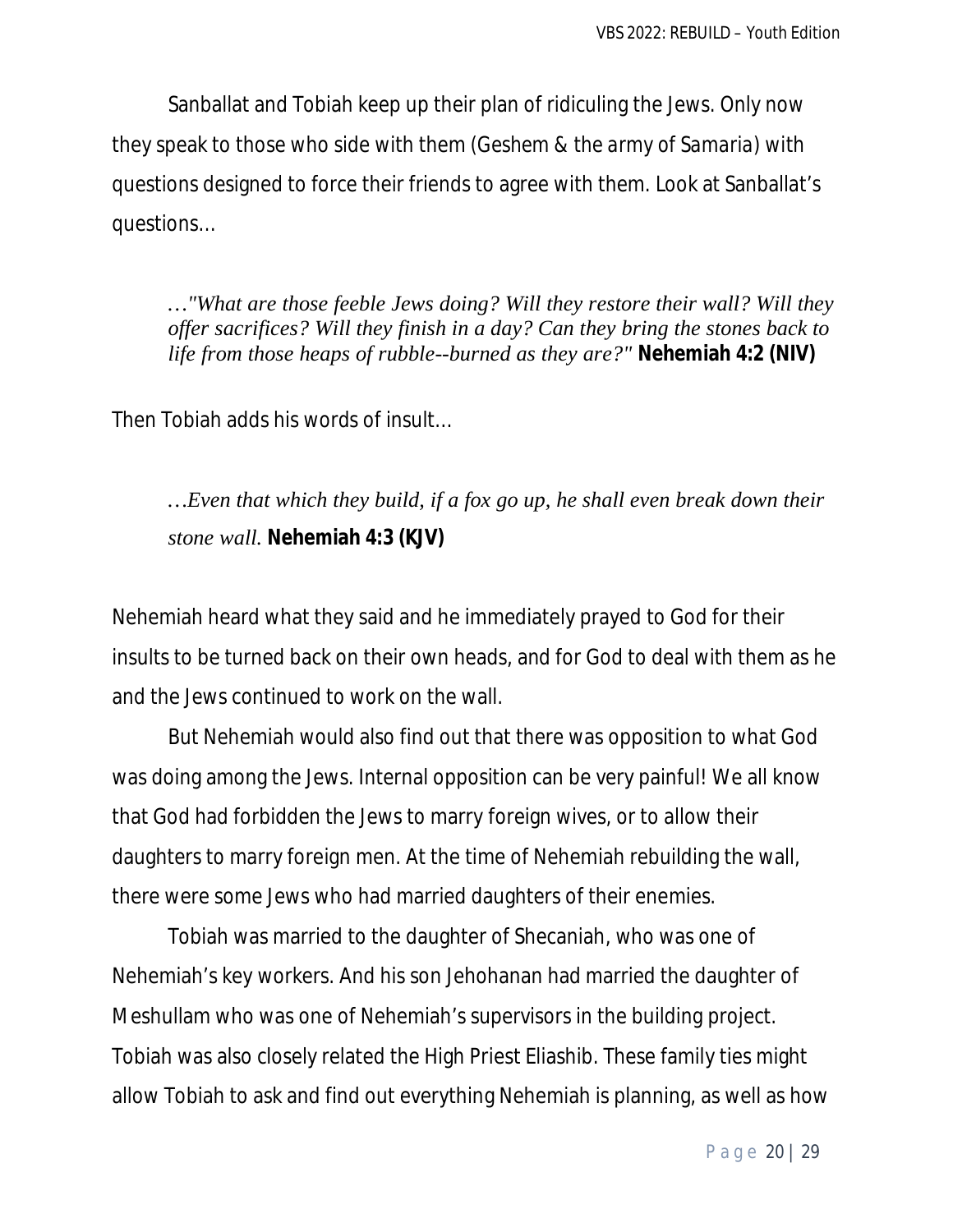Sanballat and Tobiah keep up their plan of ridiculing the Jews. Only now they speak to those who side with them (Geshem & the army of Samaria) with questions designed to force their friends to agree with them. Look at Sanballat's questions…

> *…"What are those feeble Jews doing? Will they restore their wall? Will they offer sacrifices? Will they finish in a day? Can they bring the stones back to life from those heaps of rubble--burned as they are?"* **Nehemiah 4:2 (NIV)**

Then Tobiah adds his words of insult…

> *…Even that which they build, if a fox go up, he shall even break down their stone wall.* **Nehemiah 4:3 (KJV)**

Nehemiah heard what they said and he immediately prayed to God for their insults to be turned back on their own heads, and for God to deal with them as he and the Jews continued to work on the wall.

But Nehemiah would also find out that there was opposition to what God was doing among the Jews. Internal opposition can be very painful! We all know that God had forbidden the Jews to marry foreign wives, or to allow their daughters to marry foreign men. At the time of Nehemiah rebuilding the wall, there were some Jews who had married daughters of their enemies.

Tobiah was married to the daughter of Shecaniah, who was one of Nehemiah's key workers. And his son Jehohanan had married the daughter of Meshullam who was one of Nehemiah's supervisors in the building project. Tobiah was also closely related the High Priest Eliashib. These family ties might allow Tobiah to ask and find out everything Nehemiah is planning, as well as how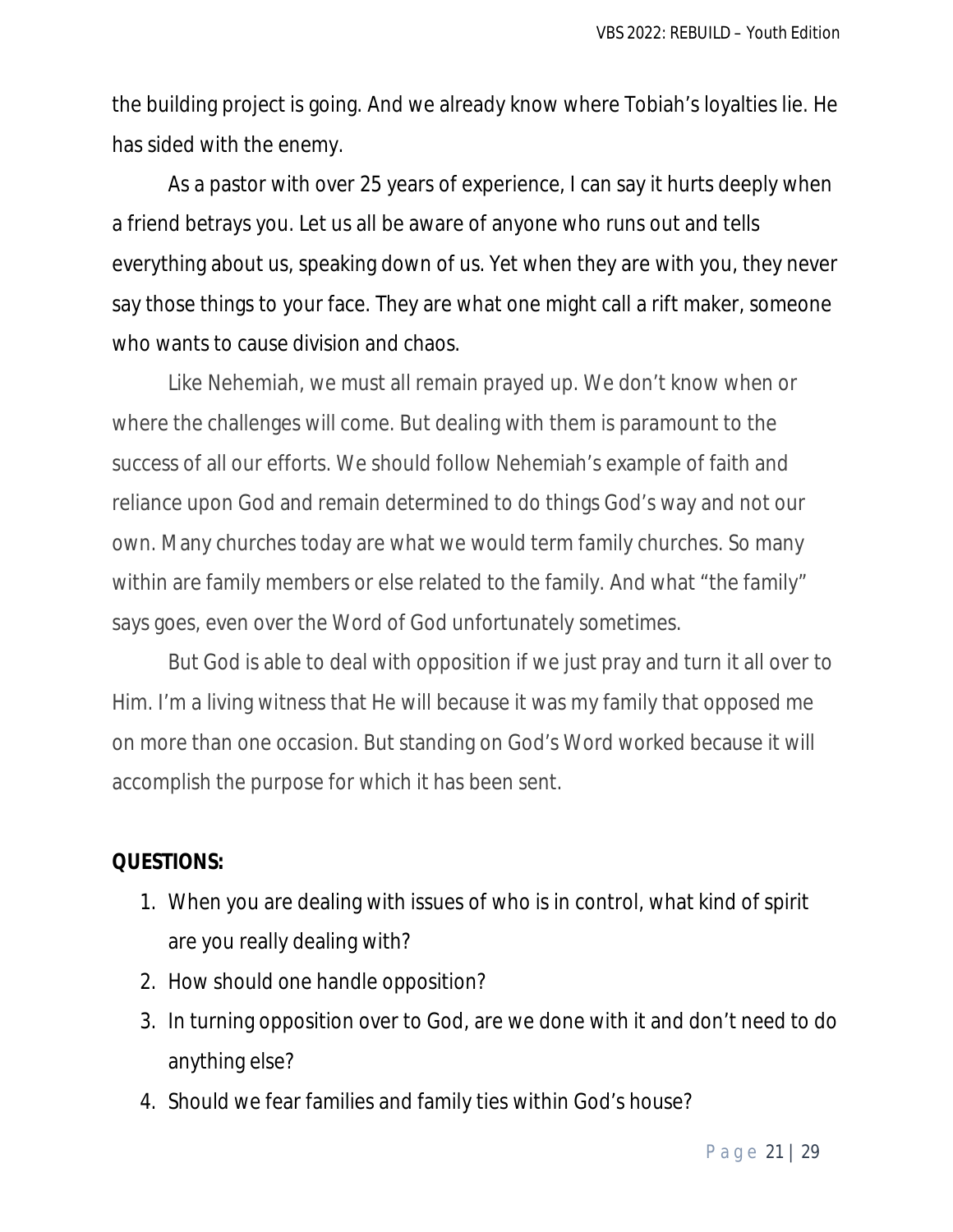the building project is going. And we already know where Tobiah's loyalties lie. He has sided with the enemy.

As a pastor with over 25 years of experience, I can say it hurts deeply when a friend betrays you. Let us all be aware of anyone who runs out and tells everything about us, speaking down of us. Yet when they are with you, they never say those things to your face. They are what one might call a rift maker, someone who wants to cause division and chaos.

Like Nehemiah, we must all remain prayed up. We don't know when or where the challenges will come. But dealing with them is paramount to the success of all our efforts. We should follow Nehemiah's example of faith and reliance upon God and remain determined to do things God's way and not our own. Many churches today are what we would term family churches. So many within are family members or else related to the family. And what "the family" says goes, even over the Word of God unfortunately sometimes.

But God is able to deal with opposition if we just pray and turn it all over to Him. I'm a living witness that He will because it was my family that opposed me on more than one occasion. But standing on God's Word worked because it will accomplish the purpose for which it has been sent.

**QUESTIONS:**

1. When you are dealing with issues of who is in control, what kind of spirit are you really dealing with?
2. How should one handle opposition?
3. In turning opposition over to God, are we done with it and don't need to do anything else?
4. Should we fear families and family ties within God's house?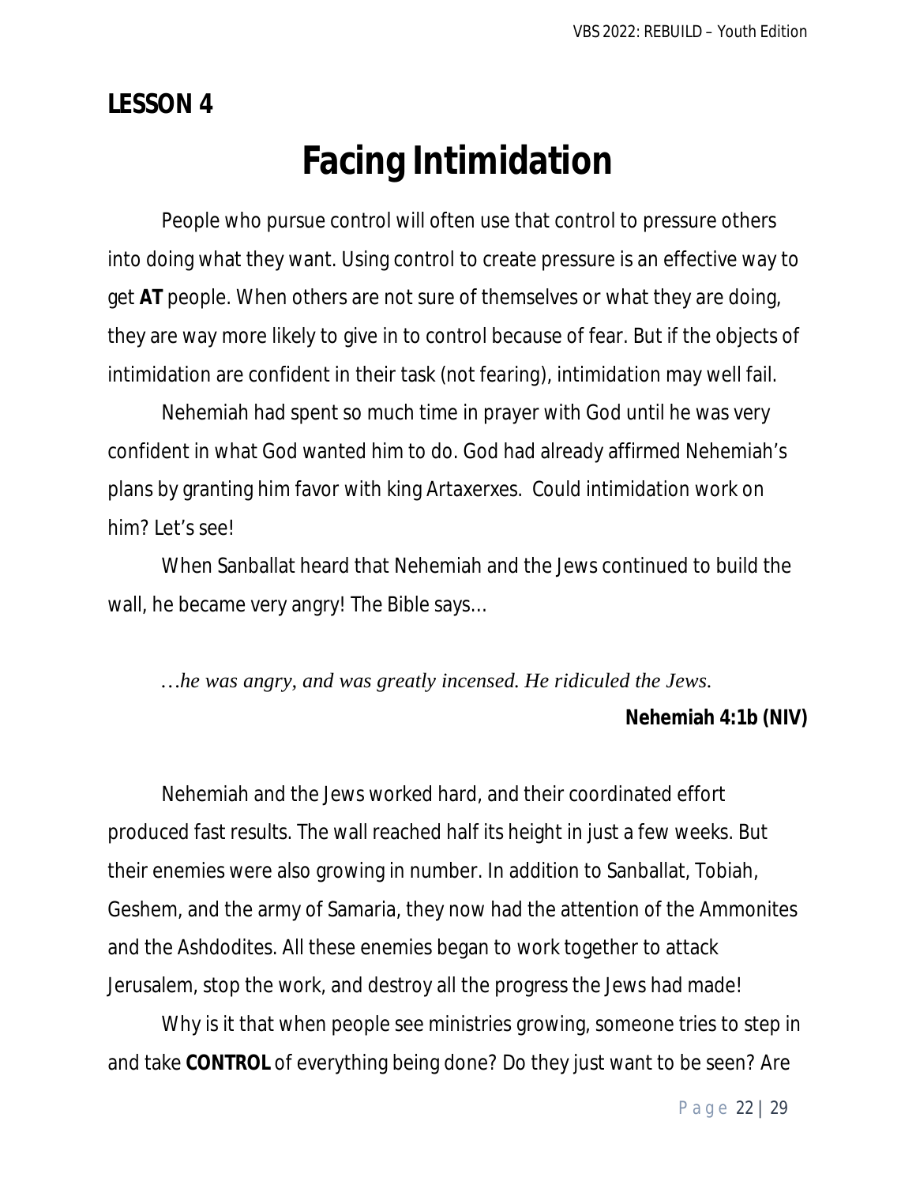## LESSON 4

# Facing Intimidation

People who pursue control will often use that control to pressure others into doing what they want. Using control to create pressure is an effective way to get **AT** people. When others are not sure of themselves or what they are doing, they are way more likely to give in to control because of fear. But if the objects of intimidation are confident in their task (not fearing), intimidation may well fail.

Nehemiah had spent so much time in prayer with God until he was very confident in what God wanted him to do. God had already affirmed Nehemiah's plans by granting him favor with king Artaxerxes. Could intimidation work on him? Let's see!

When Sanballat heard that Nehemiah and the Jews continued to build the wall, he became very angry! The Bible says…

*…he was angry, and was greatly incensed. He ridiculed the Jews.*

**Nehemiah 4:1b (NIV)**

Nehemiah and the Jews worked hard, and their coordinated effort produced fast results. The wall reached half its height in just a few weeks. But their enemies were also growing in number. In addition to Sanballat, Tobiah, Geshem, and the army of Samaria, they now had the attention of the Ammonites and the Ashdodites. All these enemies began to work together to attack Jerusalem, stop the work, and destroy all the progress the Jews had made!

Why is it that when people see ministries growing, someone tries to step in and take **CONTROL** of everything being done? Do they just want to be seen? Are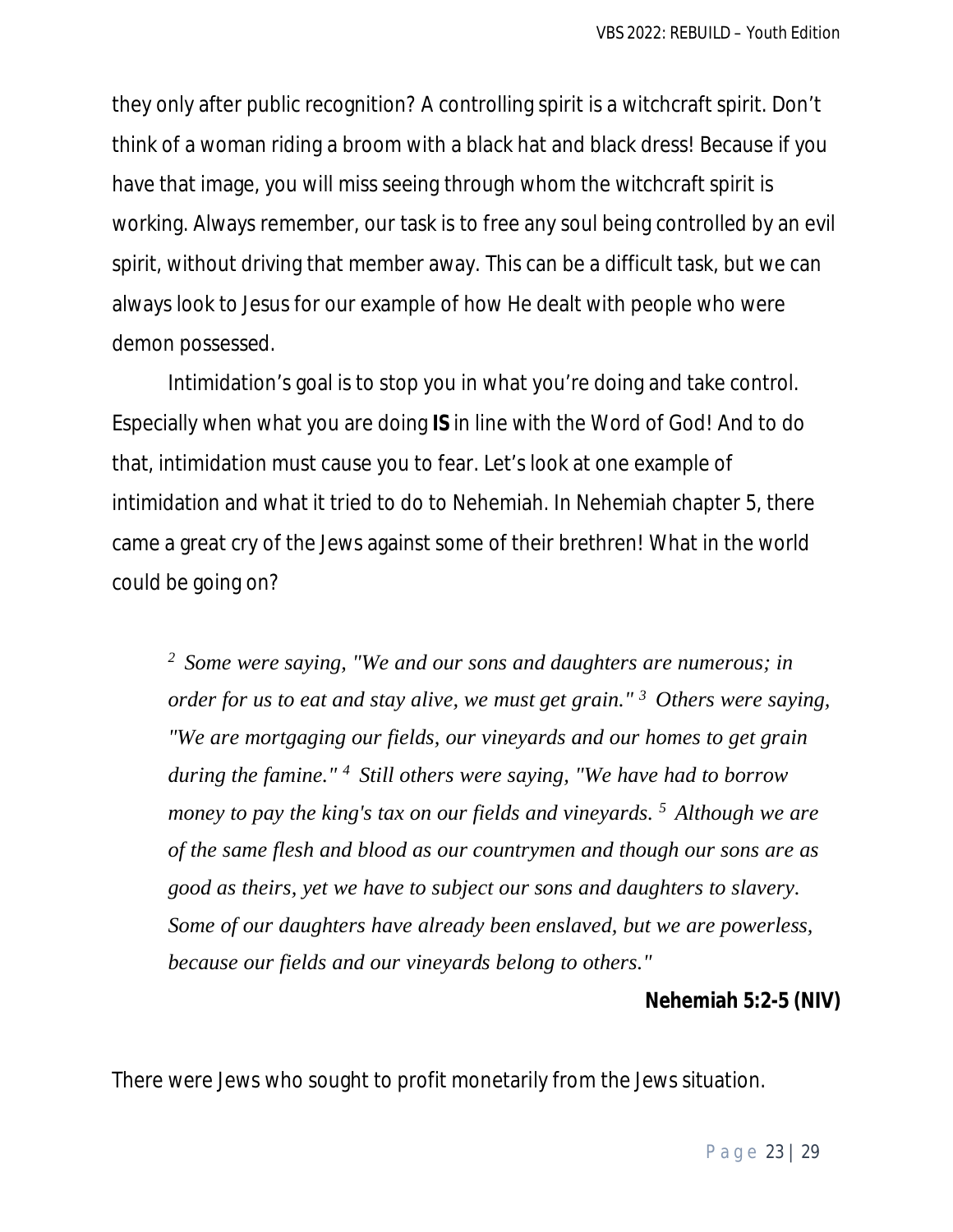they only after public recognition? A controlling spirit is a witchcraft spirit. Don't think of a woman riding a broom with a black hat and black dress! Because if you have that image, you will miss seeing through whom the witchcraft spirit is working. Always remember, our task is to free any soul being controlled by an evil spirit, without driving that member away. This can be a difficult task, but we can always look to Jesus for our example of how He dealt with people who were demon possessed.

Intimidation's goal is to stop you in what you're doing and take control. Especially when what you are doing **IS** in line with the Word of God! And to do that, intimidation must cause you to fear. Let's look at one example of intimidation and what it tried to do to Nehemiah. In Nehemiah chapter 5, there came a great cry of the Jews against some of their brethren! What in the world could be going on?

> [2] *Some were saying, "We and our sons and daughters are numerous; in order for us to eat and stay alive, we must get grain."* [3] *Others were saying, "We are mortgaging our fields, our vineyards and our homes to get grain during the famine."* [4] *Still others were saying, "We have had to borrow money to pay the king's tax on our fields and vineyards.* [5] *Although we are of the same flesh and blood as our countrymen and though our sons are as good as theirs, yet we have to subject our sons and daughters to slavery. Some of our daughters have already been enslaved, but we are powerless, because our fields and our vineyards belong to others."*
>
> **Nehemiah 5:2-5 (NIV)**

There were Jews who sought to profit monetarily from the Jews situation.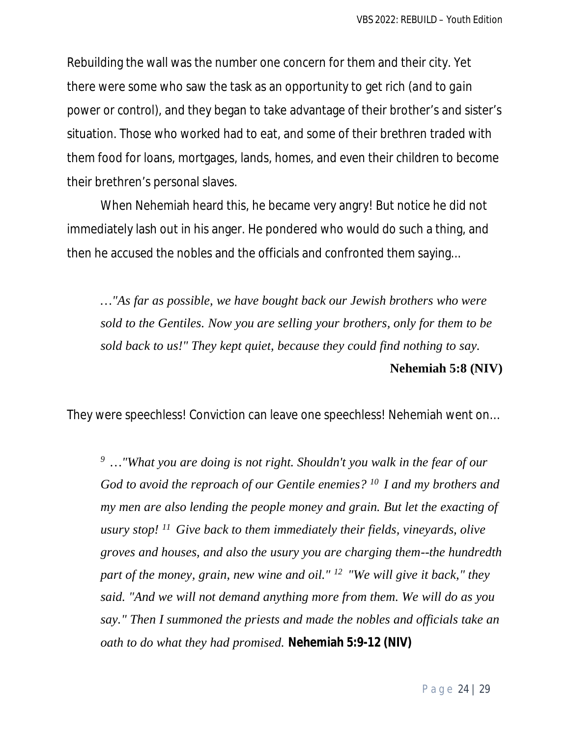Rebuilding the wall was the number one concern for them and their city. Yet there were some who saw the task as an opportunity to get rich (and to gain power or control), and they began to take advantage of their brother's and sister's situation. Those who worked had to eat, and some of their brethren traded with them food for loans, mortgages, lands, homes, and even their children to become their brethren's personal slaves.

When Nehemiah heard this, he became very angry! But notice he did not immediately lash out in his anger. He pondered who would do such a thing, and then he accused the nobles and the officials and confronted them saying...

> *…"As far as possible, we have bought back our Jewish brothers who were sold to the Gentiles. Now you are selling your brothers, only for them to be sold back to us!" They kept quiet, because they could find nothing to say.*
>
> **Nehemiah 5:8 (NIV)**

They were speechless! Conviction can leave one speechless! Nehemiah went on…

> [9] *…"What you are doing is not right. Shouldn't you walk in the fear of our God to avoid the reproach of our Gentile enemies?* [10] *I and my brothers and my men are also lending the people money and grain. But let the exacting of usury stop!* [11] *Give back to them immediately their fields, vineyards, olive groves and houses, and also the usury you are charging them--the hundredth part of the money, grain, new wine and oil."* [12] *"We will give it back," they said. "And we will not demand anything more from them. We will do as you say." Then I summoned the priests and made the nobles and officials take an oath to do what they had promised.* **Nehemiah 5:9-12 (NIV)**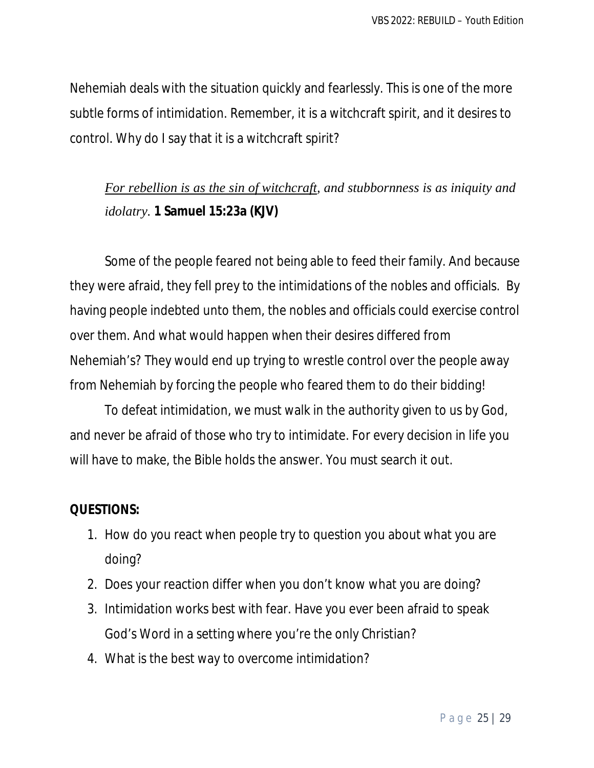Nehemiah deals with the situation quickly and fearlessly. This is one of the more subtle forms of intimidation. Remember, it is a witchcraft spirit, and it desires to control. Why do I say that it is a witchcraft spirit?

> *For rebellion is as the sin of witchcraft, and stubbornness is as iniquity and idolatry.* **1 Samuel 15:23a (KJV)**

Some of the people feared not being able to feed their family. And because they were afraid, they fell prey to the intimidations of the nobles and officials. By having people indebted unto them, the nobles and officials could exercise control over them. And what would happen when their desires differed from Nehemiah's? They would end up trying to wrestle control over the people away from Nehemiah by forcing the people who feared them to do their bidding!

To defeat intimidation, we must walk in the authority given to us by God, and never be afraid of those who try to intimidate. For every decision in life you will have to make, the Bible holds the answer. You must search it out.

**QUESTIONS:**

1. How do you react when people try to question you about what you are doing?
2. Does your reaction differ when you don't know what you are doing?
3. Intimidation works best with fear. Have you ever been afraid to speak God's Word in a setting where you're the only Christian?
4. What is the best way to overcome intimidation?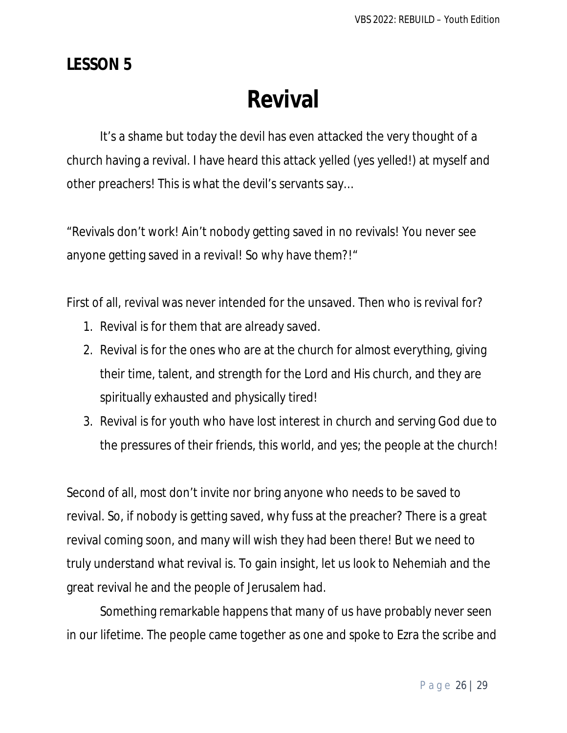**LESSON 5**

# Revival

It's a shame but today the devil has even attacked the very thought of a church having a revival. I have heard this attack yelled (yes yelled!) at myself and other preachers! This is what the devil's servants say…

"Revivals don't work! Ain't nobody getting saved in no revivals! You never see anyone getting saved in a revival! So why have them?!"

First of all, revival was never intended for the unsaved. Then who is revival for?

1. Revival is for them that are already saved.
2. Revival is for the ones who are at the church for almost everything, giving their time, talent, and strength for the Lord and His church, and they are spiritually exhausted and physically tired!
3. Revival is for youth who have lost interest in church and serving God due to the pressures of their friends, this world, and yes; the people at the church!

Second of all, most don't invite nor bring anyone who needs to be saved to revival. So, if nobody is getting saved, why fuss at the preacher? There is a great revival coming soon, and many will wish they had been there! But we need to truly understand what revival is. To gain insight, let us look to Nehemiah and the great revival he and the people of Jerusalem had.

Something remarkable happens that many of us have probably never seen in our lifetime. The people came together as one and spoke to Ezra the scribe and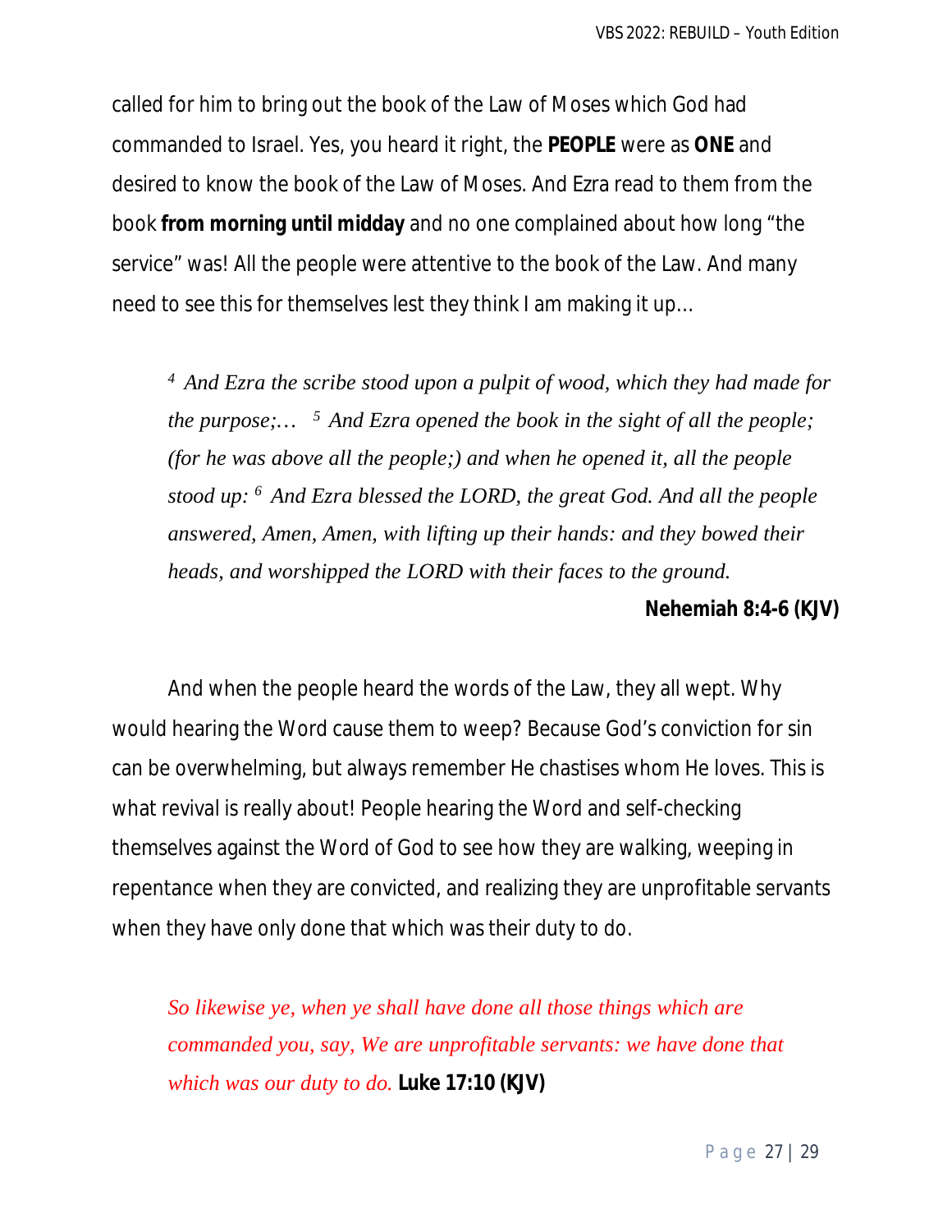called for him to bring out the book of the Law of Moses which God had commanded to Israel. Yes, you heard it right, the **PEOPLE** were as **ONE** and desired to know the book of the Law of Moses. And Ezra read to them from the book **from morning until midday** and no one complained about how long "the service" was! All the people were attentive to the book of the Law. And many need to see this for themselves lest they think I am making it up…

> [4] *And Ezra the scribe stood upon a pulpit of wood, which they had made for the purpose;…* [5] *And Ezra opened the book in the sight of all the people; (for he was above all the people;) and when he opened it, all the people stood up:* [6] *And Ezra blessed the LORD, the great God. And all the people answered, Amen, Amen, with lifting up their hands: and they bowed their heads, and worshipped the LORD with their faces to the ground.*
>
> **Nehemiah 8:4-6 (KJV)**

And when the people heard the words of the Law, they all wept. Why would hearing the Word cause them to weep? Because God's conviction for sin can be overwhelming, but always remember He chastises whom He loves. This is what revival is really about! People hearing the Word and self-checking themselves against the Word of God to see how they are walking, weeping in repentance when they are convicted, and realizing they are unprofitable servants when they have only done that which was their duty to do.

> *So likewise ye, when ye shall have done all those things which are commanded you, say, We are unprofitable servants: we have done that which was our duty to do.* **Luke 17:10 (KJV)**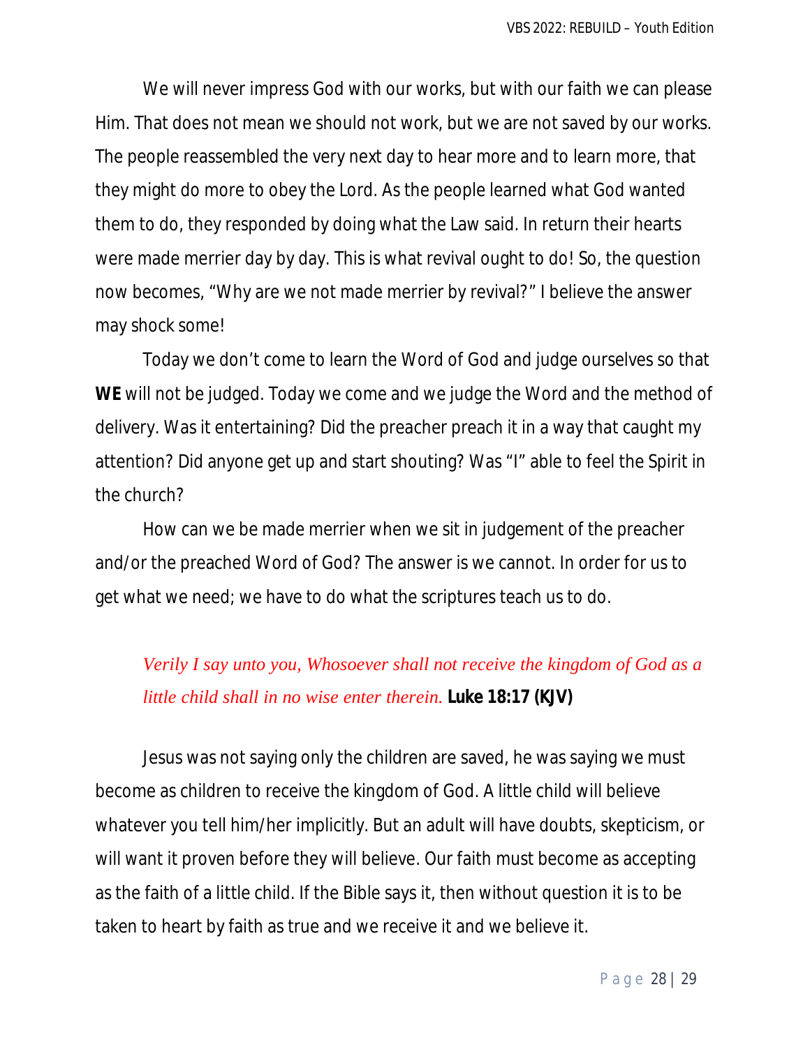We will never impress God with our works, but with our faith we can please Him. That does not mean we should not work, but we are not saved by our works. The people reassembled the very next day to hear more and to learn more, that they might do more to obey the Lord. As the people learned what God wanted them to do, they responded by doing what the Law said. In return their hearts were made merrier day by day. This is what revival ought to do! So, the question now becomes, "Why are we not made merrier by revival?" I believe the answer may shock some!

Today we don't come to learn the Word of God and judge ourselves so that **WE** will not be judged. Today we come and we judge the Word and the method of delivery. Was it entertaining? Did the preacher preach it in a way that caught my attention? Did anyone get up and start shouting? Was "I" able to feel the Spirit in the church?

How can we be made merrier when we sit in judgement of the preacher and/or the preached Word of God? The answer is we cannot. In order for us to get what we need; we have to do what the scriptures teach us to do.

> *Verily I say unto you, Whosoever shall not receive the kingdom of God as a little child shall in no wise enter therein.* **Luke 18:17 (KJV)**

Jesus was not saying only the children are saved, he was saying we must become as children to receive the kingdom of God. A little child will believe whatever you tell him/her implicitly. But an adult will have doubts, skepticism, or will want it proven before they will believe. Our faith must become as accepting as the faith of a little child. If the Bible says it, then without question it is to be taken to heart by faith as true and we receive it and we believe it.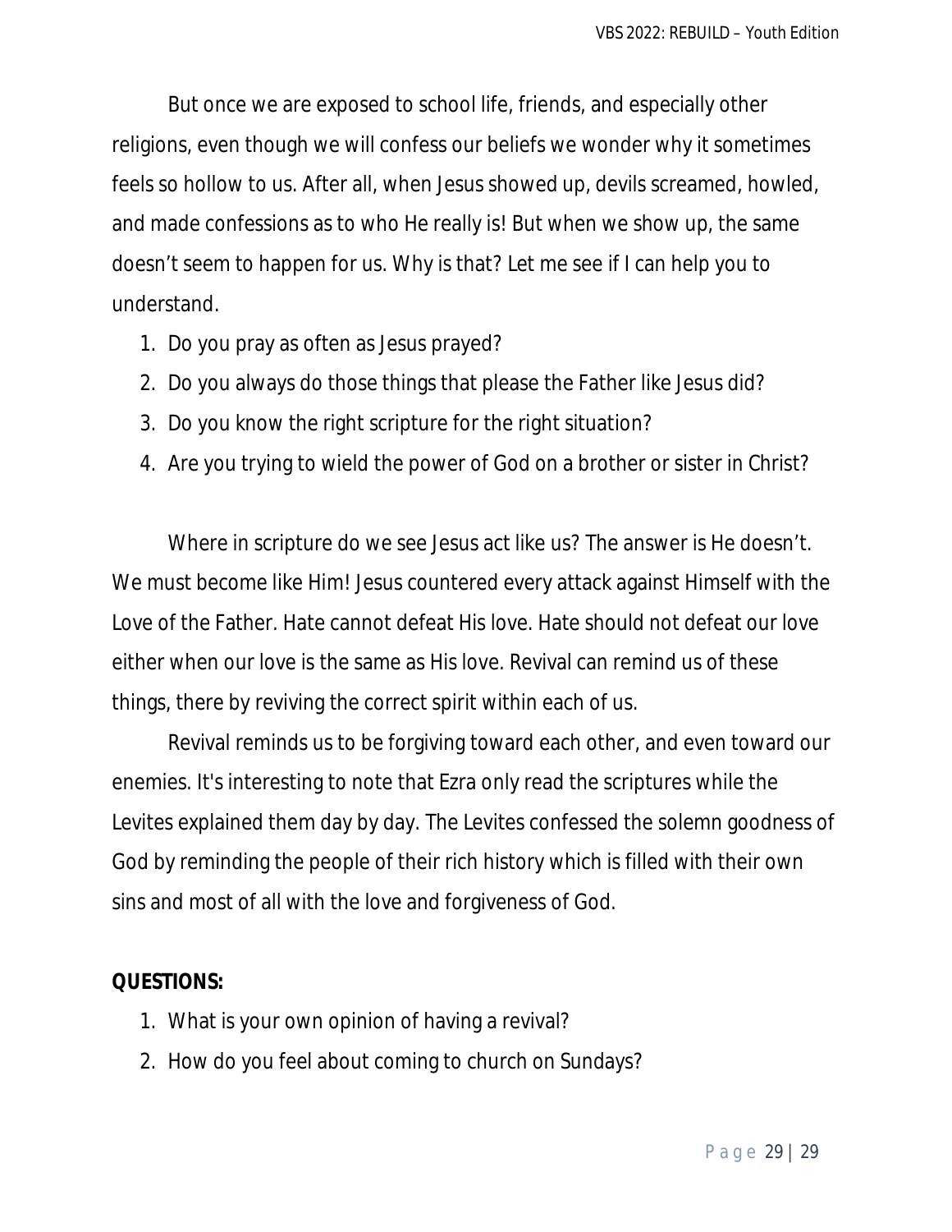But once we are exposed to school life, friends, and especially other religions, even though we will confess our beliefs we wonder why it sometimes feels so hollow to us. After all, when Jesus showed up, devils screamed, howled, and made confessions as to who He really is! But when we show up, the same doesn't seem to happen for us. Why is that? Let me see if I can help you to understand.

1. Do you pray as often as Jesus prayed?
2. Do you always do those things that please the Father like Jesus did?
3. Do you know the right scripture for the right situation?
4. Are you trying to wield the power of God on a brother or sister in Christ?

Where in scripture do we see Jesus act like us? The answer is He doesn't. We must become like Him! Jesus countered every attack against Himself with the Love of the Father. Hate cannot defeat His love. Hate should not defeat our love either when our love is the same as His love. Revival can remind us of these things, there by reviving the correct spirit within each of us.

Revival reminds us to be forgiving toward each other, and even toward our enemies. It's interesting to note that Ezra only read the scriptures while the Levites explained them day by day. The Levites confessed the solemn goodness of God by reminding the people of their rich history which is filled with their own sins and most of all with the love and forgiveness of God.

**QUESTIONS:**

1. What is your own opinion of having a revival?
2. How do you feel about coming to church on Sundays?